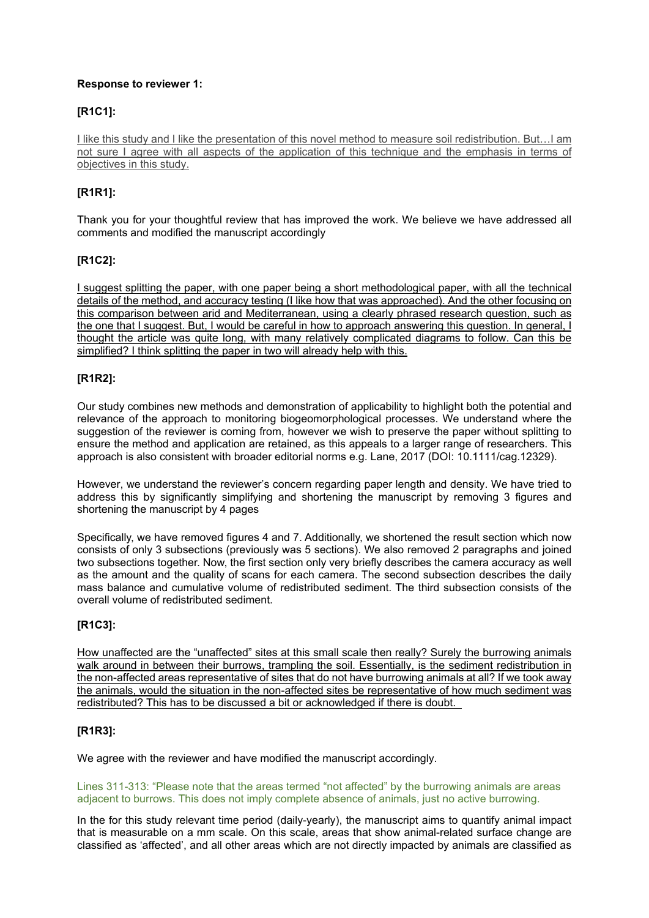**Response to reviewer 1:**

**[R1C1]:**

I like this study and I like the presentation of this novel method to measure soil redistribution. But…I am not sure I agree with all aspects of the application of this technique and the emphasis in terms of objectives in this study.

**[R1R1]:**

Thank you for your thoughtful review that has improved the work. We believe we have addressed all comments and modified the manuscript accordingly

**[R1C2]:**

I suggest splitting the paper, with one paper being a short methodological paper, with all the technical details of the method, and accuracy testing (I like how that was approached). And the other focusing on this comparison between arid and Mediterranean, using a clearly phrased research question, such as the one that I suggest. But, I would be careful in how to approach answering this question. In general, I thought the article was quite long, with many relatively complicated diagrams to follow. Can this be simplified? I think splitting the paper in two will already help with this.

**[R1R2]:**

Our study combines new methods and demonstration of applicability to highlight both the potential and relevance of the approach to monitoring biogeomorphological processes. We understand where the suggestion of the reviewer is coming from, however we wish to preserve the paper without splitting to ensure the method and application are retained, as this appeals to a larger range of researchers. This approach is also consistent with broader editorial norms e.g. Lane, 2017 (DOI: 10.1111/cag.12329).

However, we understand the reviewer's concern regarding paper length and density. We have tried to address this by significantly simplifying and shortening the manuscript by removing 3 figures and shortening the manuscript by 4 pages

Specifically, we have removed figures 4 and 7. Additionally, we shortened the result section which now consists of only 3 subsections (previously was 5 sections). We also removed 2 paragraphs and joined two subsections together. Now, the first section only very briefly describes the camera accuracy as well as the amount and the quality of scans for each camera. The second subsection describes the daily mass balance and cumulative volume of redistributed sediment. The third subsection consists of the overall volume of redistributed sediment.

**[R1C3]:**

How unaffected are the "unaffected" sites at this small scale then really? Surely the burrowing animals walk around in between their burrows, trampling the soil. Essentially, is the sediment redistribution in the non-affected areas representative of sites that do not have burrowing animals at all? If we took away the animals, would the situation in the non-affected sites be representative of how much sediment was redistributed? This has to be discussed a bit or acknowledged if there is doubt.

**[R1R3]:**

We agree with the reviewer and have modified the manuscript accordingly.

Lines 311-313: "Please note that the areas termed "not affected" by the burrowing animals are areas adjacent to burrows. This does not imply complete absence of animals, just no active burrowing.

In the for this study relevant time period (daily-yearly), the manuscript aims to quantify animal impact that is measurable on a mm scale. On this scale, areas that show animal-related surface change are classified as 'affected', and all other areas which are not directly impacted by animals are classified as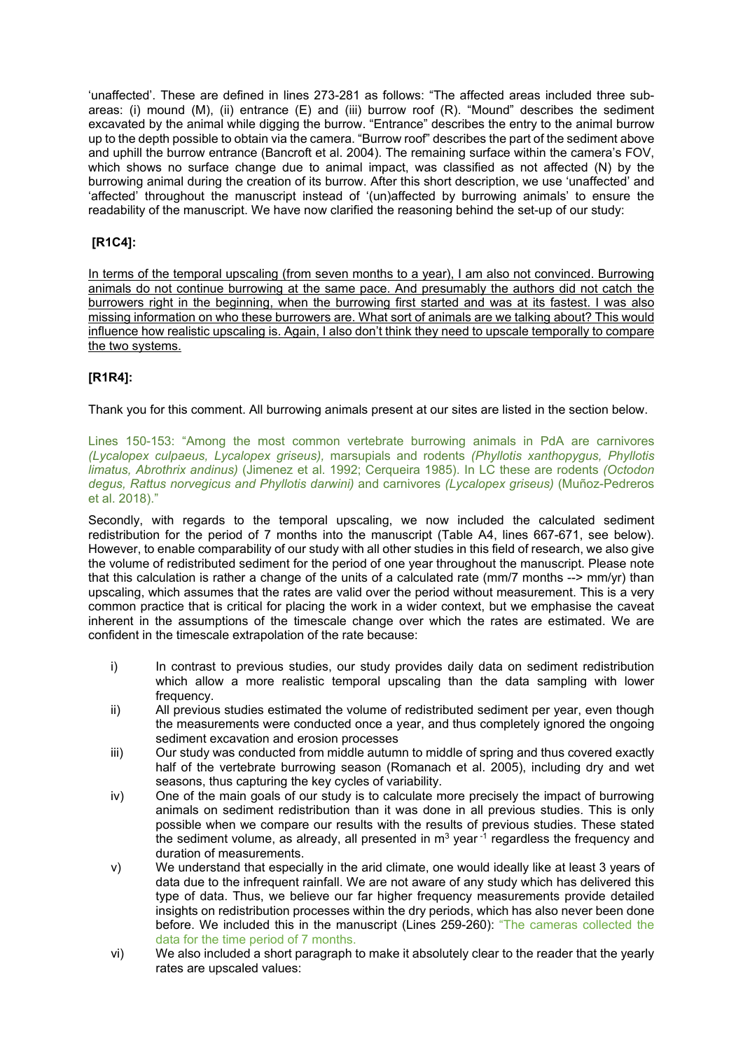'unaffected'. These are defined in lines 273-281 as follows: "The affected areas included three sub-areas: (i) mound (M), (ii) entrance (E) and (iii) burrow roof (R). "Mound" describes the sediment excavated by the animal while digging the burrow. "Entrance" describes the entry to the animal burrow up to the depth possible to obtain via the camera. "Burrow roof" describes the part of the sediment above and uphill the burrow entrance (Bancroft et al. 2004). The remaining surface within the camera's FOV, which shows no surface change due to animal impact, was classified as not affected (N) by the burrowing animal during the creation of its burrow. After this short description, we use 'unaffected' and 'affected' throughout the manuscript instead of '(un)affected by burrowing animals' to ensure the readability of the manuscript. We have now clarified the reasoning behind the set-up of our study:

**[R1C4]:**

In terms of the temporal upscaling (from seven months to a year), I am also not convinced. Burrowing animals do not continue burrowing at the same pace. And presumably the authors did not catch the burrowers right in the beginning, when the burrowing first started and was at its fastest. I was also missing information on who these burrowers are. What sort of animals are we talking about? This would influence how realistic upscaling is. Again, I also don't think they need to upscale temporally to compare the two systems.

**[R1R4]:**

Thank you for this comment. All burrowing animals present at our sites are listed in the section below.

Lines 150-153: "Among the most common vertebrate burrowing animals in PdA are carnivores *(Lycalopex culpaeus, Lycalopex griseus),* marsupials and rodents *(Phyllotis xanthopygus, Phyllotis limatus, Abrothrix andinus)* (Jimenez et al. 1992; Cerqueira 1985). In LC these are rodents *(Octodon degus, Rattus norvegicus and Phyllotis darwini)* and carnivores *(Lycalopex griseus)* (Muñoz-Pedreros et al. 2018)."

Secondly, with regards to the temporal upscaling, we now included the calculated sediment redistribution for the period of 7 months into the manuscript (Table A4, lines 667-671, see below). However, to enable comparability of our study with all other studies in this field of research, we also give the volume of redistributed sediment for the period of one year throughout the manuscript. Please note that this calculation is rather a change of the units of a calculated rate (mm/7 months --> mm/yr) than upscaling, which assumes that the rates are valid over the period without measurement. This is a very common practice that is critical for placing the work in a wider context, but we emphasise the caveat inherent in the assumptions of the timescale change over which the rates are estimated. We are confident in the timescale extrapolation of the rate because:

i) In contrast to previous studies, our study provides daily data on sediment redistribution which allow a more realistic temporal upscaling than the data sampling with lower frequency.

ii) All previous studies estimated the volume of redistributed sediment per year, even though the measurements were conducted once a year, and thus completely ignored the ongoing sediment excavation and erosion processes

iii) Our study was conducted from middle autumn to middle of spring and thus covered exactly half of the vertebrate burrowing season (Romanach et al. 2005), including dry and wet seasons, thus capturing the key cycles of variability.

iv) One of the main goals of our study is to calculate more precisely the impact of burrowing animals on sediment redistribution than it was done in all previous studies. This is only possible when we compare our results with the results of previous studies. These stated the sediment volume, as already, all presented in $m^3$ $year^{-1}$ regardless the frequency and duration of measurements.

v) We understand that especially in the arid climate, one would ideally like at least 3 years of data due to the infrequent rainfall. We are not aware of any study which has delivered this type of data. Thus, we believe our far higher frequency measurements provide detailed insights on redistribution processes within the dry periods, which has also never been done before. We included this in the manuscript (Lines 259-260): "The cameras collected the data for the time period of 7 months.

vi) We also included a short paragraph to make it absolutely clear to the reader that the yearly rates are upscaled values: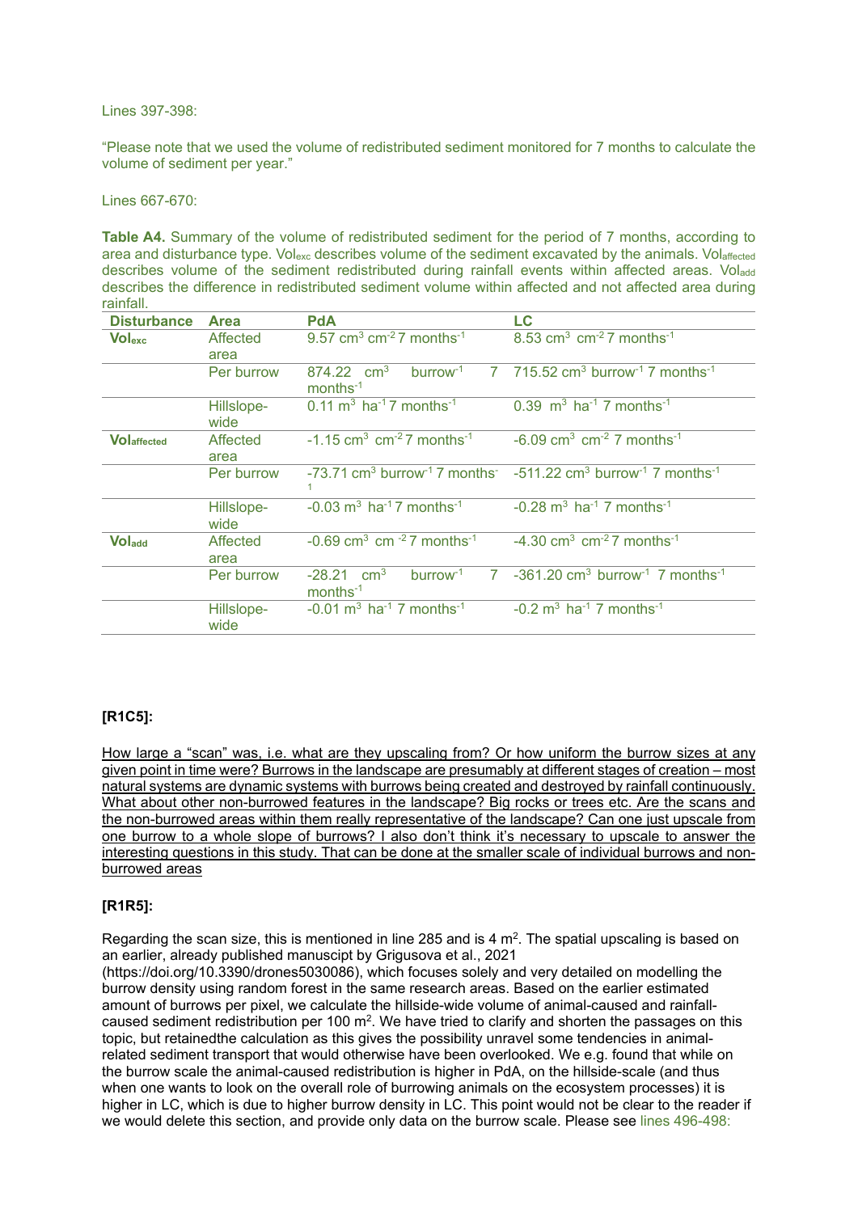Lines 397-398:

"Please note that we used the volume of redistributed sediment monitored for 7 months to calculate the volume of sediment per year."

Lines 667-670:

**Table A4.** Summary of the volume of redistributed sediment for the period of 7 months, according to area and disturbance type. $Vol_{exc}$ describes volume of the sediment excavated by the animals. $Vol_{affected}$ describes volume of the sediment redistributed during rainfall events within affected areas. $Vol_{add}$ describes the difference in redistributed sediment volume within affected and not affected area during rainfall.

| Disturbance | Area | PdA | LC |
|---|---|---|---|
| **$Vol_{exc}$** | Affected area | 9.57 $cm^3$ $cm^{-2}$ 7 $months^{-1}$ | 8.53 $cm^3$ $cm^{-2}$ 7 $months^{-1}$ |
| | Per burrow | 874.22 $cm^3$ $burrow^{-1}$ 7 $months^{-1}$ | 715.52 $cm^3$ $burrow^{-1}$ 7 $months^{-1}$ |
| | Hillslope-wide | 0.11 $m^3$ $ha^{-1}$ 7 $months^{-1}$ | 0.39 $m^3$ $ha^{-1}$ 7 $months^{-1}$ |
| **$Vol_{affected}$** | Affected area | -1.15 $cm^3$ $cm^{-2}$ 7 $months^{-1}$ | -6.09 $cm^3$ $cm^{-2}$ 7 $months^{-1}$ |
| | Per burrow | -73.71 $cm^3$ $burrow^{-1}$ 7 $months^{-1}$ | -511.22 $cm^3$ $burrow^{-1}$ 7 $months^{-1}$ |
| | Hillslope-wide | -0.03 $m^3$ $ha^{-1}$ 7 $months^{-1}$ | -0.28 $m^3$ $ha^{-1}$ 7 $months^{-1}$ |
| **$Vol_{add}$** | Affected area | -0.69 $cm^3$ $cm^{-2}$ 7 $months^{-1}$ | -4.30 $cm^3$ $cm^{-2}$ 7 $months^{-1}$ |
| | Per burrow | -28.21 $cm^3$ $burrow^{-1}$ 7 $months^{-1}$ | -361.20 $cm^3$ $burrow^{-1}$ 7 $months^{-1}$ |
| | Hillslope-wide | -0.01 $m^3$ $ha^{-1}$ 7 $months^{-1}$ | -0.2 $m^3$ $ha^{-1}$ 7 $months^{-1}$ |

**[R1C5]:**

How large a "scan" was, i.e. what are they upscaling from? Or how uniform the burrow sizes at any given point in time were? Burrows in the landscape are presumably at different stages of creation – most natural systems are dynamic systems with burrows being created and destroyed by rainfall continuously. What about other non-burrowed features in the landscape? Big rocks or trees etc. Are the scans and the non-burrowed areas within them really representative of the landscape? Can one just upscale from one burrow to a whole slope of burrows? I also don't think it's necessary to upscale to answer the interesting questions in this study. That can be done at the smaller scale of individual burrows and non-burrowed areas

**[R1R5]:**

Regarding the scan size, this is mentioned in line 285 and is 4 $m^2$. The spatial upscaling is based on an earlier, already published manuscipt by Grigusova et al., 2021 (https://doi.org/10.3390/drones5030086), which focuses solely and very detailed on modelling the burrow density using random forest in the same research areas. Based on the earlier estimated amount of burrows per pixel, we calculate the hillside-wide volume of animal-caused and rainfall-caused sediment redistribution per 100 $m^2$. We have tried to clarify and shorten the passages on this topic, but retainedthe calculation as this gives the possibility unravel some tendencies in animal-related sediment transport that would otherwise have been overlooked. We e.g. found that while on the burrow scale the animal-caused redistribution is higher in PdA, on the hillside-scale (and thus when one wants to look on the overall role of burrowing animals on the ecosystem processes) it is higher in LC, which is due to higher burrow density in LC. This point would not be clear to the reader if we would delete this section, and provide only data on the burrow scale. Please see lines 496-498: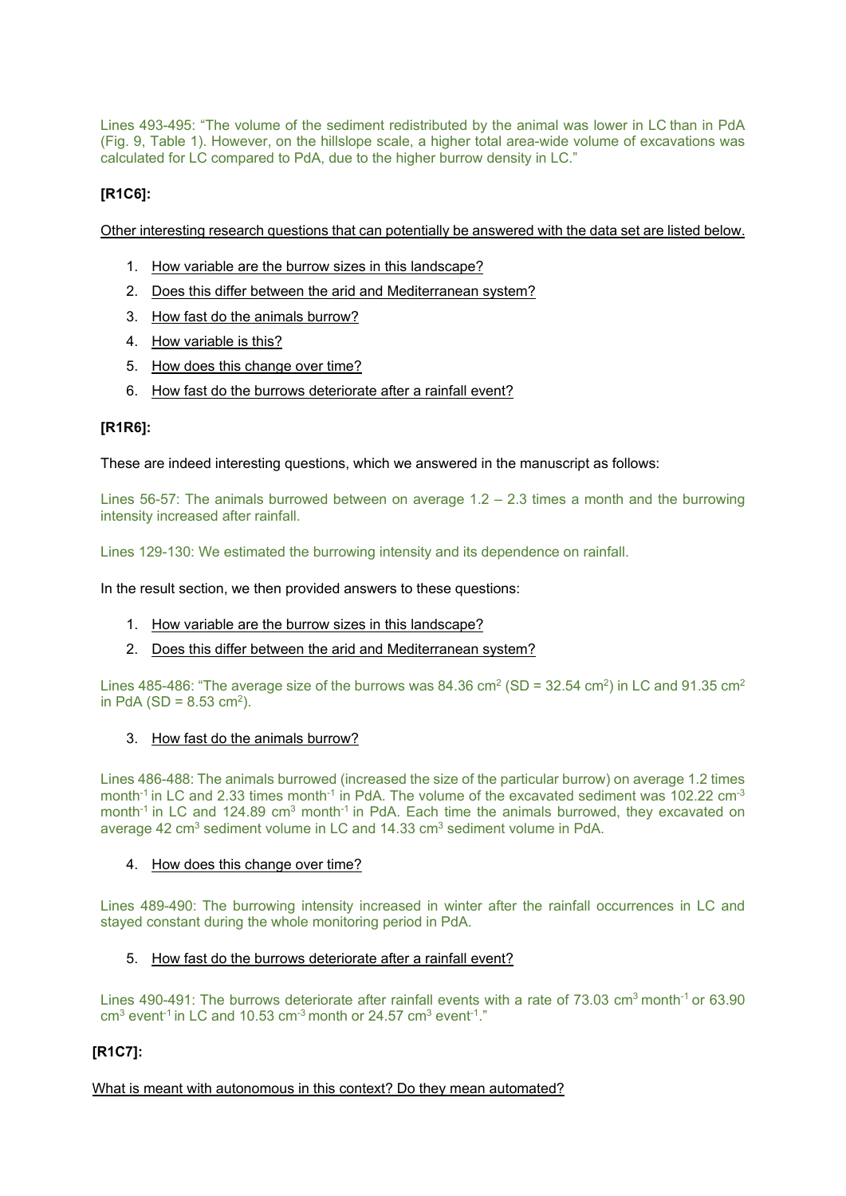Lines 493-495: "The volume of the sediment redistributed by the animal was lower in LC than in PdA (Fig. 9, Table 1). However, on the hillslope scale, a higher total area-wide volume of excavations was calculated for LC compared to PdA, due to the higher burrow density in LC."

**[R1C6]:**

<u>Other interesting research questions that can potentially be answered with the data set are listed below.</u>

1. <u>How variable are the burrow sizes in this landscape?</u>
2. <u>Does this differ between the arid and Mediterranean system?</u>
3. <u>How fast do the animals burrow?</u>
4. <u>How variable is this?</u>
5. <u>How does this change over time?</u>
6. <u>How fast do the burrows deteriorate after a rainfall event?</u>

**[R1R6]:**

These are indeed interesting questions, which we answered in the manuscript as follows:

Lines 56-57: The animals burrowed between on average 1.2 – 2.3 times a month and the burrowing intensity increased after rainfall.

Lines 129-130: We estimated the burrowing intensity and its dependence on rainfall.

In the result section, we then provided answers to these questions:

1. <u>How variable are the burrow sizes in this landscape?</u>
2. <u>Does this differ between the arid and Mediterranean system?</u>

Lines 485-486: "The average size of the burrows was 84.36 $cm^2$ (SD = 32.54 $cm^2$) in LC and 91.35 $cm^2$ in PdA (SD = 8.53 $cm^2$).

3. <u>How fast do the animals burrow?</u>

Lines 486-488: The animals burrowed (increased the size of the particular burrow) on average 1.2 times $month^{-1}$ in LC and 2.33 times $month^{-1}$ in PdA. The volume of the excavated sediment was 102.22 $cm^{-3}$ $month^{-1}$ in LC and 124.89 $cm^3$ $month^{-1}$ in PdA. Each time the animals burrowed, they excavated on average 42 $cm^3$ sediment volume in LC and 14.33 $cm^3$ sediment volume in PdA.

4. <u>How does this change over time?</u>

Lines 489-490: The burrowing intensity increased in winter after the rainfall occurrences in LC and stayed constant during the whole monitoring period in PdA.

5. <u>How fast do the burrows deteriorate after a rainfall event?</u>

Lines 490-491: The burrows deteriorate after rainfall events with a rate of 73.03 $cm^3$ $month^{-1}$ or 63.90 $cm^3$ $event^{-1}$ in LC and 10.53 $cm^{-3}$ month or 24.57 $cm^3$ $event^{-1}$."

**[R1C7]:**

<u>What is meant with autonomous in this context? Do they mean automated?</u>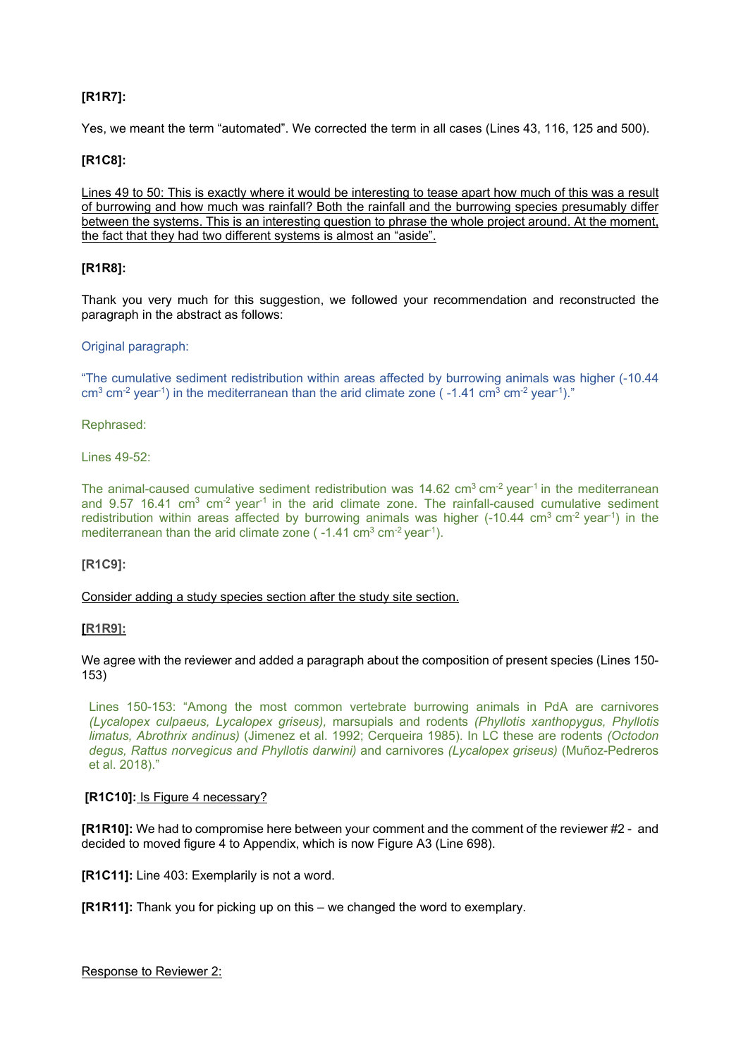**[R1R7]:**

Yes, we meant the term "automated". We corrected the term in all cases (Lines 43, 116, 125 and 500).

**[R1C8]:**

Lines 49 to 50: This is exactly where it would be interesting to tease apart how much of this was a result of burrowing and how much was rainfall? Both the rainfall and the burrowing species presumably differ between the systems. This is an interesting question to phrase the whole project around. At the moment, the fact that they had two different systems is almost an "aside".

**[R1R8]:**

Thank you very much for this suggestion, we followed your recommendation and reconstructed the paragraph in the abstract as follows:

Original paragraph:

"The cumulative sediment redistribution within areas affected by burrowing animals was higher (-10.44 $cm^3$ $cm^{-2}$ $year^{-1}$) in the mediterranean than the arid climate zone ( -1.41 $cm^3$ $cm^{-2}$ $year^{-1}$)."

Rephrased:

Lines 49-52:

The animal-caused cumulative sediment redistribution was 14.62 $cm^3$ $cm^{-2}$ $year^{-1}$ in the mediterranean and 9.57 16.41 $cm^3$ $cm^{-2}$ $year^{-1}$ in the arid climate zone. The rainfall-caused cumulative sediment redistribution within areas affected by burrowing animals was higher (-10.44 $cm^3$ $cm^{-2}$ $year^{-1}$) in the mediterranean than the arid climate zone ( -1.41 $cm^3$ $cm^{-2}$ $year^{-1}$).

**[R1C9]:**

Consider adding a study species section after the study site section.

**[R1R9]:**

We agree with the reviewer and added a paragraph about the composition of present species (Lines 150-153)

Lines 150-153: "Among the most common vertebrate burrowing animals in PdA are carnivores *(Lycalopex culpaeus, Lycalopex griseus)*, marsupials and rodents *(Phyllotis xanthopygus, Phyllotis limatus, Abrothrix andinus)* (Jimenez et al. 1992; Cerqueira 1985). In LC these are rodents *(Octodon degus, Rattus norvegicus and Phyllotis darwini)* and carnivores *(Lycalopex griseus)* (Muñoz-Pedreros et al. 2018)."

**[R1C10]:** Is Figure 4 necessary?

**[R1R10]:** We had to compromise here between your comment and the comment of the reviewer #2 - and decided to moved figure 4 to Appendix, which is now Figure A3 (Line 698).

**[R1C11]:** Line 403: Exemplarily is not a word.

**[R1R11]:** Thank you for picking up on this – we changed the word to exemplary.

Response to Reviewer 2: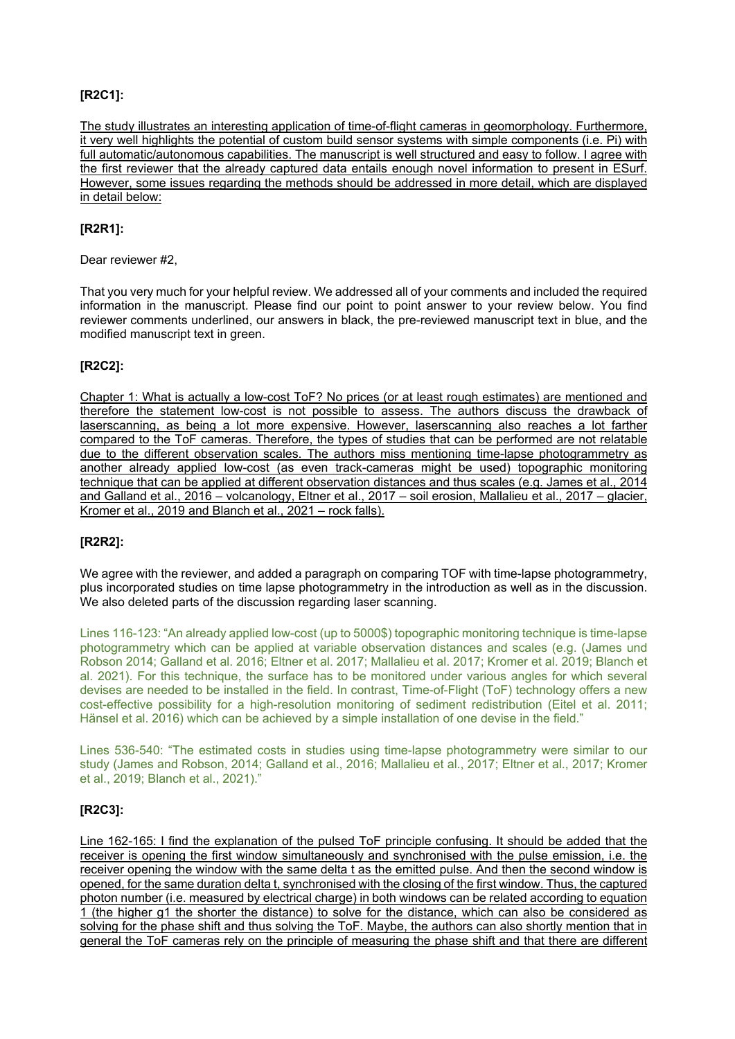**[R2C1]:**

The study illustrates an interesting application of time-of-flight cameras in geomorphology. Furthermore, it very well highlights the potential of custom build sensor systems with simple components (i.e. Pi) with full automatic/autonomous capabilities. The manuscript is well structured and easy to follow. I agree with the first reviewer that the already captured data entails enough novel information to present in ESurf. However, some issues regarding the methods should be addressed in more detail, which are displayed in detail below:

**[R2R1]:**

Dear reviewer #2,

That you very much for your helpful review. We addressed all of your comments and included the required information in the manuscript. Please find our point to point answer to your review below. You find reviewer comments underlined, our answers in black, the pre-reviewed manuscript text in blue, and the modified manuscript text in green.

**[R2C2]:**

Chapter 1: What is actually a low-cost ToF? No prices (or at least rough estimates) are mentioned and therefore the statement low-cost is not possible to assess. The authors discuss the drawback of laserscanning, as being a lot more expensive. However, laserscanning also reaches a lot farther compared to the ToF cameras. Therefore, the types of studies that can be performed are not relatable due to the different observation scales. The authors miss mentioning time-lapse photogrammetry as another already applied low-cost (as even track-cameras might be used) topographic monitoring technique that can be applied at different observation distances and thus scales (e.g. James et al., 2014 and Galland et al., 2016 – volcanology, Eltner et al., 2017 – soil erosion, Mallalieu et al., 2017 – glacier, Kromer et al., 2019 and Blanch et al., 2021 – rock falls).

**[R2R2]:**

We agree with the reviewer, and added a paragraph on comparing TOF with time-lapse photogrammetry, plus incorporated studies on time lapse photogrammetry in the introduction as well as in the discussion. We also deleted parts of the discussion regarding laser scanning.

Lines 116-123: "An already applied low-cost (up to 5000$) topographic monitoring technique is time-lapse photogrammetry which can be applied at variable observation distances and scales (e.g. (James und Robson 2014; Galland et al. 2016; Eltner et al. 2017; Mallalieu et al. 2017; Kromer et al. 2019; Blanch et al. 2021). For this technique, the surface has to be monitored under various angles for which several devises are needed to be installed in the field. In contrast, Time-of-Flight (ToF) technology offers a new cost-effective possibility for a high-resolution monitoring of sediment redistribution (Eitel et al. 2011; Hänsel et al. 2016) which can be achieved by a simple installation of one devise in the field."

Lines 536-540: "The estimated costs in studies using time-lapse photogrammetry were similar to our study (James and Robson, 2014; Galland et al., 2016; Mallalieu et al., 2017; Eltner et al., 2017; Kromer et al., 2019; Blanch et al., 2021)."

**[R2C3]:**

Line 162-165: I find the explanation of the pulsed ToF principle confusing. It should be added that the receiver is opening the first window simultaneously and synchronised with the pulse emission, i.e. the receiver opening the window with the same delta t as the emitted pulse. And then the second window is opened, for the same duration delta t, synchronised with the closing of the first window. Thus, the captured photon number (i.e. measured by electrical charge) in both windows can be related according to equation 1 (the higher g1 the shorter the distance) to solve for the distance, which can also be considered as solving for the phase shift and thus solving the ToF. Maybe, the authors can also shortly mention that in general the ToF cameras rely on the principle of measuring the phase shift and that there are different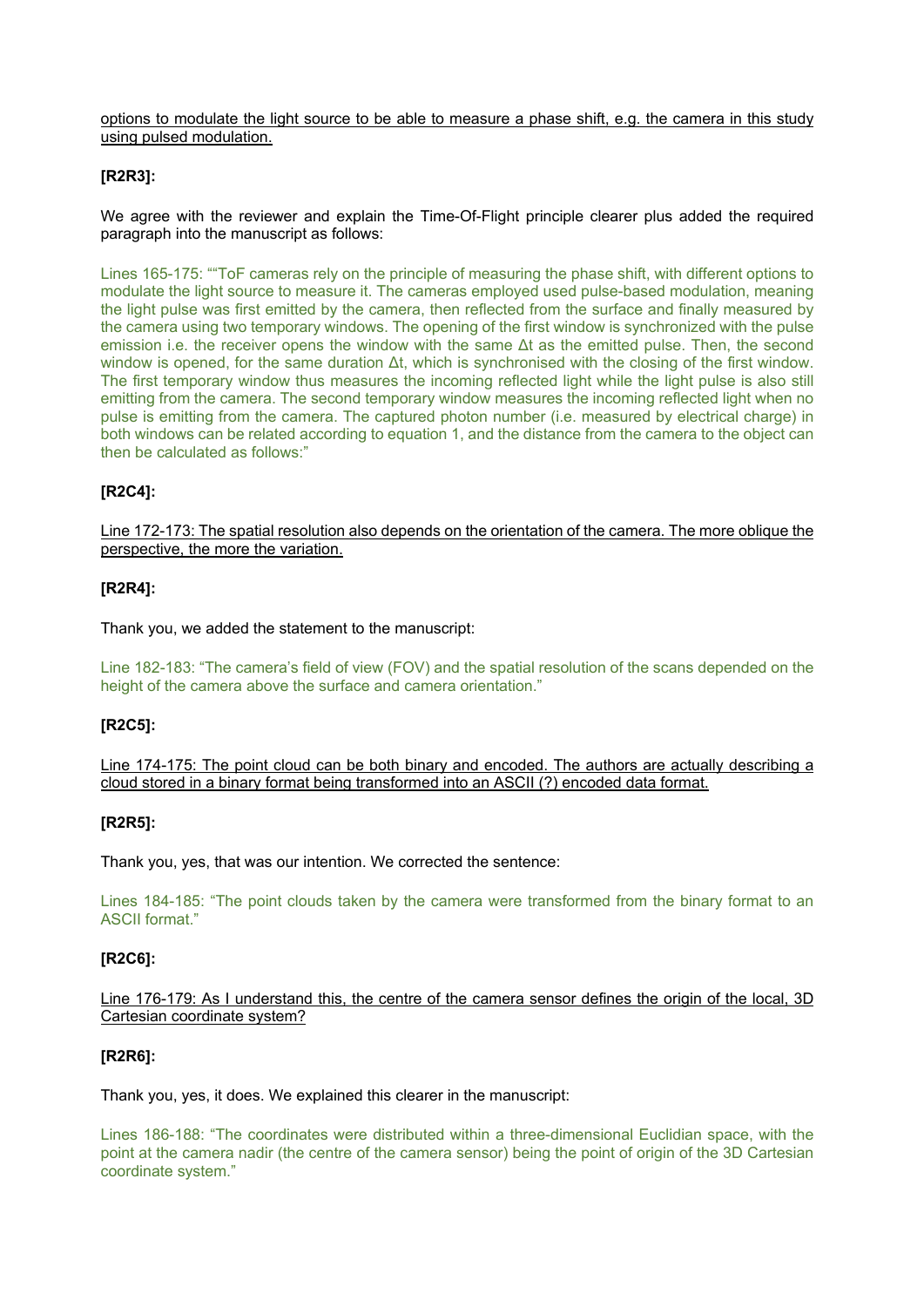<u>options to modulate the light source to be able to measure a phase shift, e.g. the camera in this study using pulsed modulation.</u>

**[R2R3]:**

We agree with the reviewer and explain the Time-Of-Flight principle clearer plus added the required paragraph into the manuscript as follows:

Lines 165-175: ""ToF cameras rely on the principle of measuring the phase shift, with different options to modulate the light source to measure it. The cameras employed used pulse-based modulation, meaning the light pulse was first emitted by the camera, then reflected from the surface and finally measured by the camera using two temporary windows. The opening of the first window is synchronized with the pulse emission i.e. the receiver opens the window with the same $\Delta t$ as the emitted pulse. Then, the second window is opened, for the same duration $\Delta t$, which is synchronised with the closing of the first window. The first temporary window thus measures the incoming reflected light while the light pulse is also still emitting from the camera. The second temporary window measures the incoming reflected light when no pulse is emitting from the camera. The captured photon number (i.e. measured by electrical charge) in both windows can be related according to equation 1, and the distance from the camera to the object can then be calculated as follows:"

**[R2C4]:**

<u>Line 172-173: The spatial resolution also depends on the orientation of the camera. The more oblique the perspective, the more the variation.</u>

**[R2R4]:**

Thank you, we added the statement to the manuscript:

Line 182-183: "The camera's field of view (FOV) and the spatial resolution of the scans depended on the height of the camera above the surface and camera orientation."

**[R2C5]:**

<u>Line 174-175: The point cloud can be both binary and encoded. The authors are actually describing a cloud stored in a binary format being transformed into an ASCII (?) encoded data format.</u>

**[R2R5]:**

Thank you, yes, that was our intention. We corrected the sentence:

Lines 184-185: "The point clouds taken by the camera were transformed from the binary format to an ASCII format."

**[R2C6]:**

<u>Line 176-179: As I understand this, the centre of the camera sensor defines the origin of the local, 3D Cartesian coordinate system?</u>

**[R2R6]:**

Thank you, yes, it does. We explained this clearer in the manuscript:

Lines 186-188: "The coordinates were distributed within a three-dimensional Euclidian space, with the point at the camera nadir (the centre of the camera sensor) being the point of origin of the 3D Cartesian coordinate system."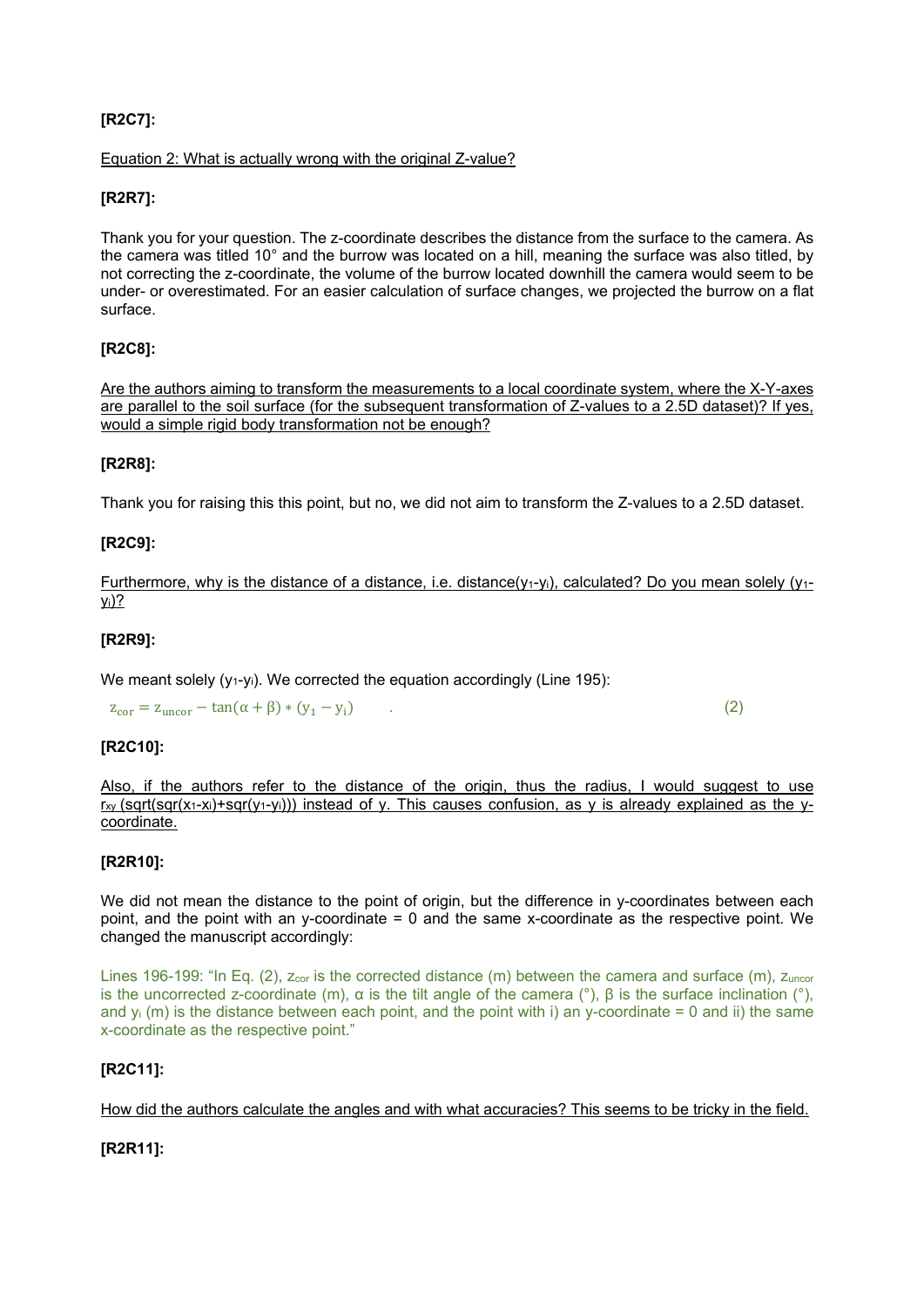**[R2C7]:**

Equation 2: What is actually wrong with the original Z-value?

**[R2R7]:**

Thank you for your question. The z-coordinate describes the distance from the surface to the camera. As the camera was titled 10° and the burrow was located on a hill, meaning the surface was also titled, by not correcting the z-coordinate, the volume of the burrow located downhill the camera would seem to be under- or overestimated. For an easier calculation of surface changes, we projected the burrow on a flat surface.

**[R2C8]:**

Are the authors aiming to transform the measurements to a local coordinate system, where the X-Y-axes are parallel to the soil surface (for the subsequent transformation of Z-values to a 2.5D dataset)? If yes, would a simple rigid body transformation not be enough?

**[R2R8]:**

Thank you for raising this this point, but no, we did not aim to transform the Z-values to a 2.5D dataset.

**[R2C9]:**

Furthermore, why is the distance of a distance, i.e. distance($y_1$-$y_i$), calculated? Do you mean solely ($y_1$-$y_i$)?

**[R2R9]:**

We meant solely ($y_1$-$y_i$). We corrected the equation accordingly (Line 195):

$$z_{cor} = z_{uncor} - \tan(\alpha + \beta) * (y_1 - y_i) \quad . \tag{2}$$

**[R2C10]:**

Also, if the authors refer to the distance of the origin, thus the radius, I would suggest to use $r_{xy}$ (sqrt(sqr($x_1$-$x_i$)+sqr($y_1$-$y_i$))) instead of y. This causes confusion, as y is already explained as the y-coordinate.

**[R2R10]:**

We did not mean the distance to the point of origin, but the difference in y-coordinates between each point, and the point with an y-coordinate = 0 and the same x-coordinate as the respective point. We changed the manuscript accordingly:

Lines 196-199: "In Eq. (2), $z_{cor}$ is the corrected distance (m) between the camera and surface (m), $z_{uncor}$ is the uncorrected z-coordinate (m), α is the tilt angle of the camera (°), β is the surface inclination (°), and $y_i$ (m) is the distance between each point, and the point with i) an y-coordinate = 0 and ii) the same x-coordinate as the respective point."

**[R2C11]:**

How did the authors calculate the angles and with what accuracies? This seems to be tricky in the field.

**[R2R11]:**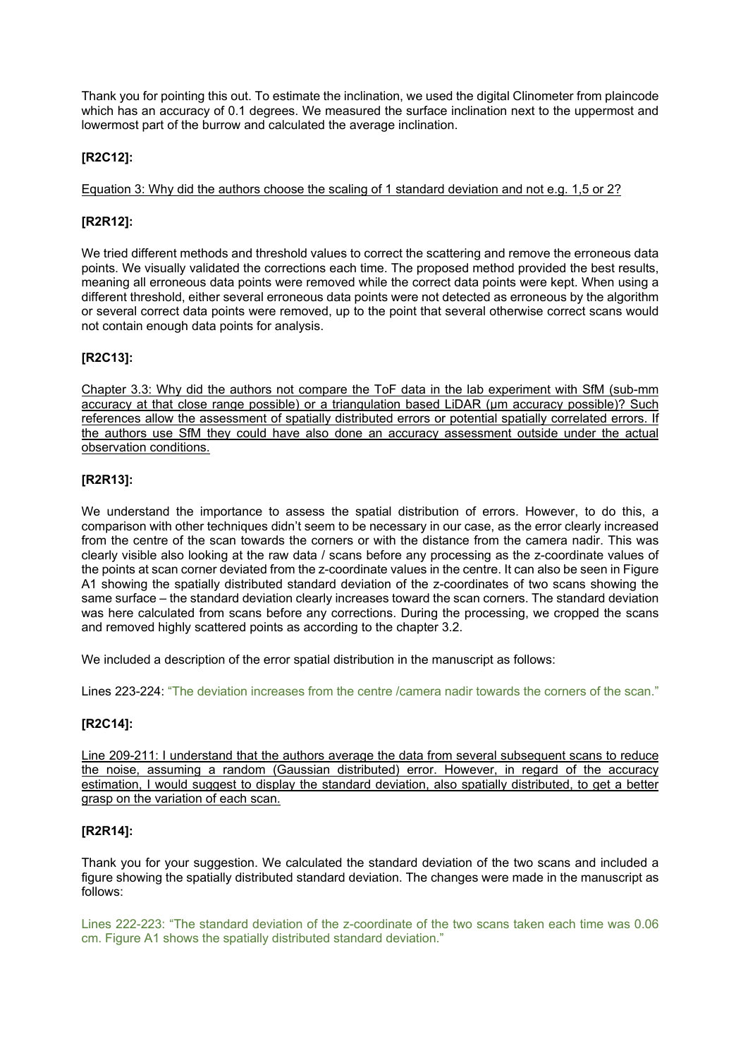Thank you for pointing this out. To estimate the inclination, we used the digital Clinometer from plaincode which has an accuracy of 0.1 degrees. We measured the surface inclination next to the uppermost and lowermost part of the burrow and calculated the average inclination.

**[R2C12]:**

<u>Equation 3: Why did the authors choose the scaling of 1 standard deviation and not e.g. 1,5 or 2?</u>

**[R2R12]:**

We tried different methods and threshold values to correct the scattering and remove the erroneous data points. We visually validated the corrections each time. The proposed method provided the best results, meaning all erroneous data points were removed while the correct data points were kept. When using a different threshold, either several erroneous data points were not detected as erroneous by the algorithm or several correct data points were removed, up to the point that several otherwise correct scans would not contain enough data points for analysis.

**[R2C13]:**

<u>Chapter 3.3: Why did the authors not compare the ToF data in the lab experiment with SfM (sub-mm accuracy at that close range possible) or a triangulation based LiDAR (µm accuracy possible)? Such references allow the assessment of spatially distributed errors or potential spatially correlated errors. If the authors use SfM they could have also done an accuracy assessment outside under the actual observation conditions.</u>

**[R2R13]:**

We understand the importance to assess the spatial distribution of errors. However, to do this, a comparison with other techniques didn't seem to be necessary in our case, as the error clearly increased from the centre of the scan towards the corners or with the distance from the camera nadir. This was clearly visible also looking at the raw data / scans before any processing as the z-coordinate values of the points at scan corner deviated from the z-coordinate values in the centre. It can also be seen in Figure A1 showing the spatially distributed standard deviation of the z-coordinates of two scans showing the same surface – the standard deviation clearly increases toward the scan corners. The standard deviation was here calculated from scans before any corrections. During the processing, we cropped the scans and removed highly scattered points as according to the chapter 3.2.

We included a description of the error spatial distribution in the manuscript as follows:

Lines 223-224: "The deviation increases from the centre /camera nadir towards the corners of the scan."

**[R2C14]:**

<u>Line 209-211: I understand that the authors average the data from several subsequent scans to reduce the noise, assuming a random (Gaussian distributed) error. However, in regard of the accuracy estimation, I would suggest to display the standard deviation, also spatially distributed, to get a better grasp on the variation of each scan.</u>

**[R2R14]:**

Thank you for your suggestion. We calculated the standard deviation of the two scans and included a figure showing the spatially distributed standard deviation. The changes were made in the manuscript as follows:

Lines 222-223: "The standard deviation of the z-coordinate of the two scans taken each time was 0.06 cm. Figure A1 shows the spatially distributed standard deviation."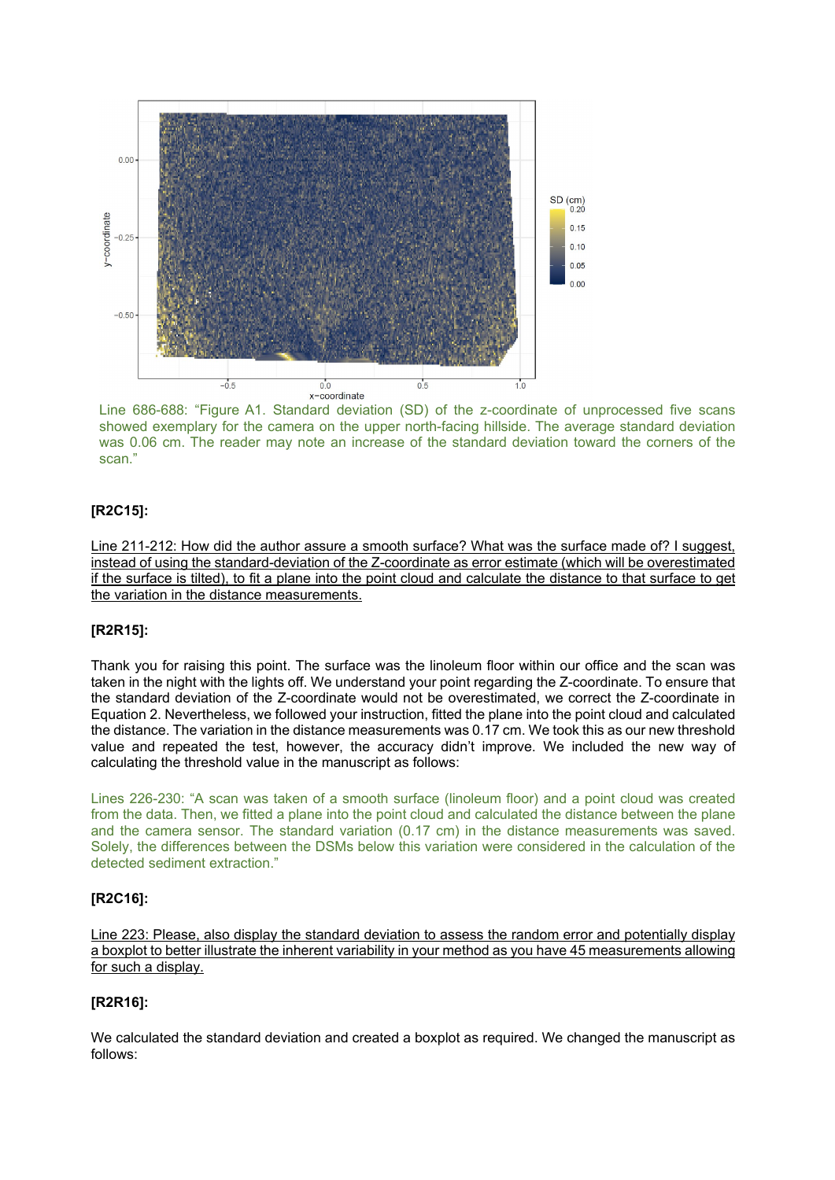Line 686-688: "Figure A1. Standard deviation (SD) of the z-coordinate of unprocessed five scans showed exemplary for the camera on the upper north-facing hillside. The average standard deviation was 0.06 cm. The reader may note an increase of the standard deviation toward the corners of the scan."

**[R2C15]:**

Line 211-212: How did the author assure a smooth surface? What was the surface made of? I suggest, instead of using the standard-deviation of the Z-coordinate as error estimate (which will be overestimated if the surface is tilted), to fit a plane into the point cloud and calculate the distance to that surface to get the variation in the distance measurements.

**[R2R15]:**

Thank you for raising this point. The surface was the linoleum floor within our office and the scan was taken in the night with the lights off. We understand your point regarding the Z-coordinate. To ensure that the standard deviation of the Z-coordinate would not be overestimated, we correct the Z-coordinate in Equation 2. Nevertheless, we followed your instruction, fitted the plane into the point cloud and calculated the distance. The variation in the distance measurements was 0.17 cm. We took this as our new threshold value and repeated the test, however, the accuracy didn't improve. We included the new way of calculating the threshold value in the manuscript as follows:

Lines 226-230: "A scan was taken of a smooth surface (linoleum floor) and a point cloud was created from the data. Then, we fitted a plane into the point cloud and calculated the distance between the plane and the camera sensor. The standard variation (0.17 cm) in the distance measurements was saved. Solely, the differences between the DSMs below this variation were considered in the calculation of the detected sediment extraction."

**[R2C16]:**

Line 223: Please, also display the standard deviation to assess the random error and potentially display a boxplot to better illustrate the inherent variability in your method as you have 45 measurements allowing for such a display.

**[R2R16]:**

We calculated the standard deviation and created a boxplot as required. We changed the manuscript as follows: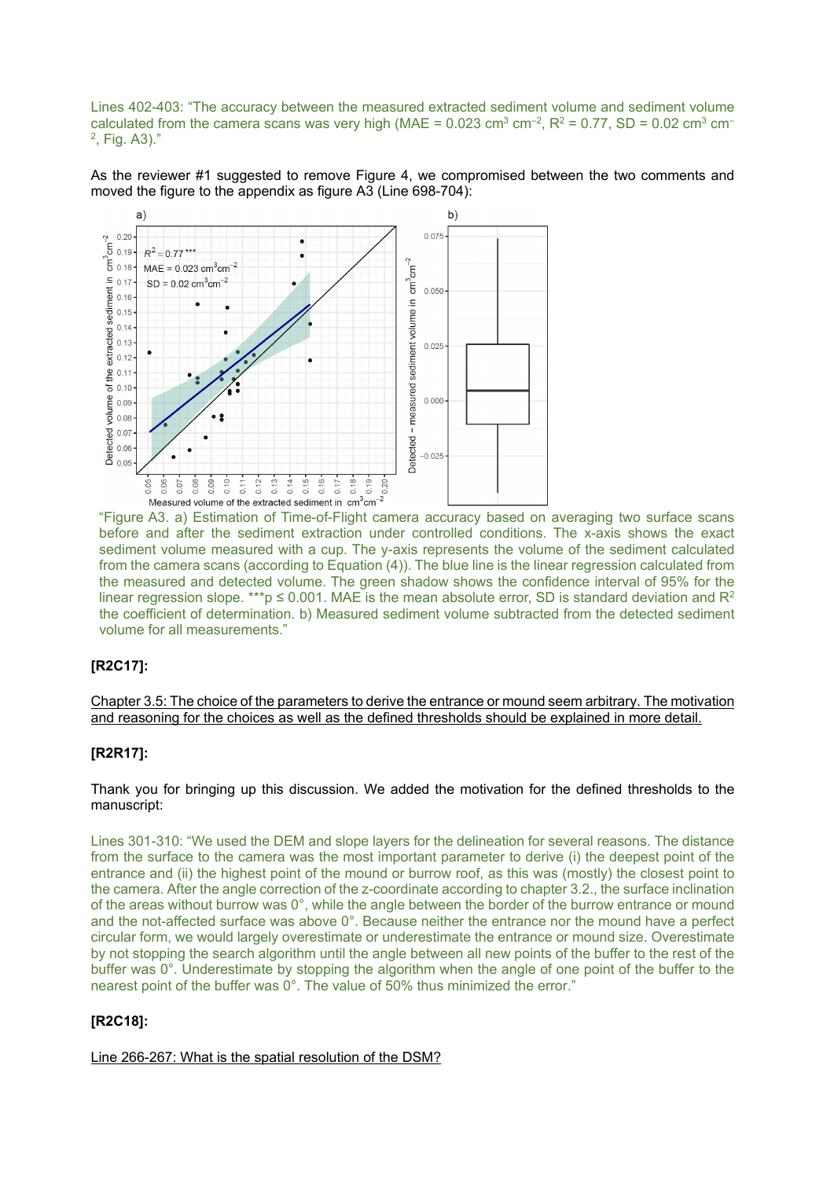Lines 402-403: "The accuracy between the measured extracted sediment volume and sediment volume calculated from the camera scans was very high (MAE = 0.023 $cm^3$ $cm^{-2}$, $R^2$ = 0.77, SD = 0.02 $cm^3$ $cm^{-2}$, Fig. A3)."

As the reviewer #1 suggested to remove Figure 4, we compromised between the two comments and moved the figure to the appendix as figure A3 (Line 698-704):

"Figure A3. a) Estimation of Time-of-Flight camera accuracy based on averaging two surface scans before and after the sediment extraction under controlled conditions. The x-axis shows the exact sediment volume measured with a cup. The y-axis represents the volume of the sediment calculated from the camera scans (according to Equation (4)). The blue line is the linear regression calculated from the measured and detected volume. The green shadow shows the confidence interval of 95% for the linear regression slope. ***p ≤ 0.001. MAE is the mean absolute error, SD is standard deviation and $R^2$ the coefficient of determination. b) Measured sediment volume subtracted from the detected sediment volume for all measurements."

**[R2C17]:**

Chapter 3.5: The choice of the parameters to derive the entrance or mound seem arbitrary. The motivation and reasoning for the choices as well as the defined thresholds should be explained in more detail.

**[R2R17]:**

Thank you for bringing up this discussion. We added the motivation for the defined thresholds to the manuscript:

Lines 301-310: "We used the DEM and slope layers for the delineation for several reasons. The distance from the surface to the camera was the most important parameter to derive (i) the deepest point of the entrance and (ii) the highest point of the mound or burrow roof, as this was (mostly) the closest point to the camera. After the angle correction of the z-coordinate according to chapter 3.2., the surface inclination of the areas without burrow was 0°, while the angle between the border of the burrow entrance or mound and the not-affected surface was above 0°. Because neither the entrance nor the mound have a perfect circular form, we would largely overestimate or underestimate the entrance or mound size. Overestimate by not stopping the search algorithm until the angle between all new points of the buffer to the rest of the buffer was 0°. Underestimate by stopping the algorithm when the angle of one point of the buffer to the nearest point of the buffer was 0°. The value of 50% thus minimized the error."

**[R2C18]:**

Line 266-267: What is the spatial resolution of the DSM?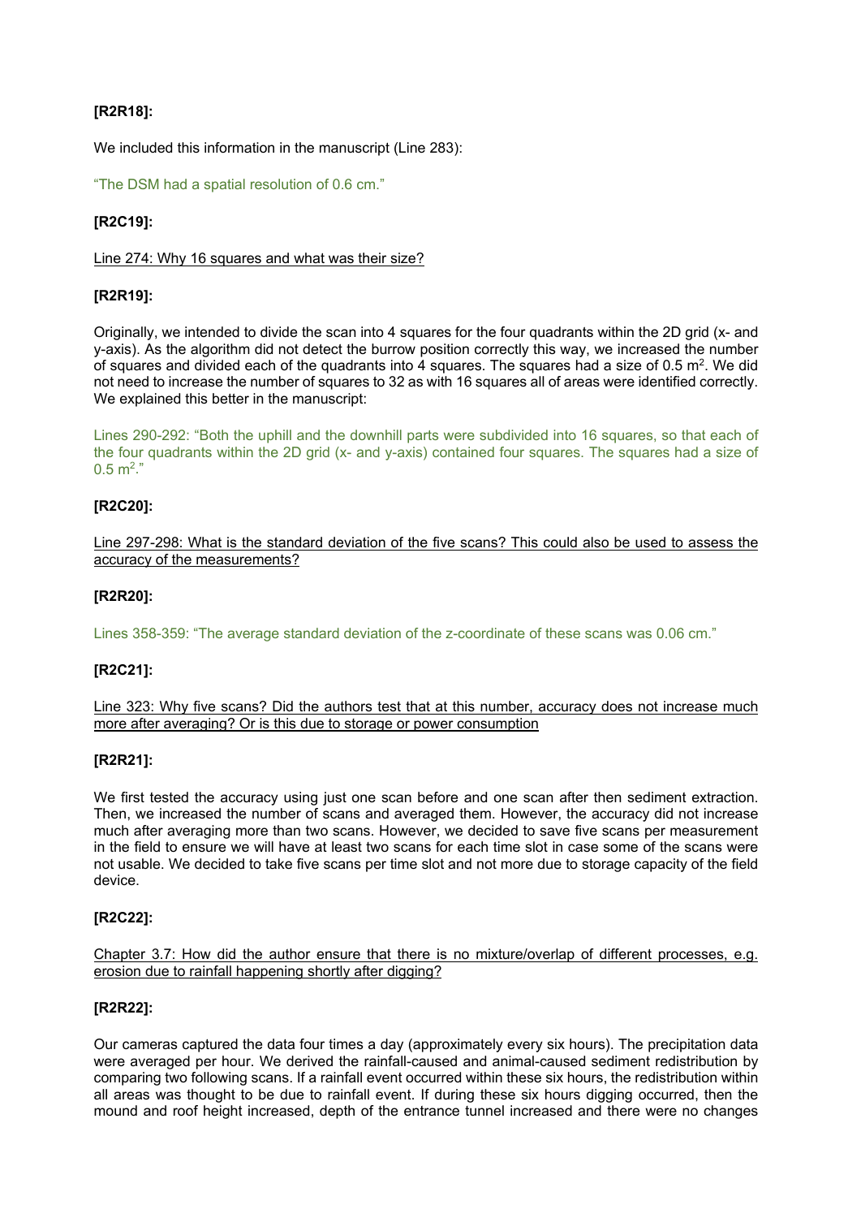**[R2R18]:**

We included this information in the manuscript (Line 283):

"The DSM had a spatial resolution of 0.6 cm."

**[R2C19]:**

Line 274: Why 16 squares and what was their size?

**[R2R19]:**

Originally, we intended to divide the scan into 4 squares for the four quadrants within the 2D grid (x- and y-axis). As the algorithm did not detect the burrow position correctly this way, we increased the number of squares and divided each of the quadrants into 4 squares. The squares had a size of 0.5 m$^2$. We did not need to increase the number of squares to 32 as with 16 squares all of areas were identified correctly. We explained this better in the manuscript:

Lines 290-292: "Both the uphill and the downhill parts were subdivided into 16 squares, so that each of the four quadrants within the 2D grid (x- and y-axis) contained four squares. The squares had a size of 0.5 m$^2$."

**[R2C20]:**

Line 297-298: What is the standard deviation of the five scans? This could also be used to assess the accuracy of the measurements?

**[R2R20]:**

Lines 358-359: "The average standard deviation of the z-coordinate of these scans was 0.06 cm."

**[R2C21]:**

Line 323: Why five scans? Did the authors test that at this number, accuracy does not increase much more after averaging? Or is this due to storage or power consumption

**[R2R21]:**

We first tested the accuracy using just one scan before and one scan after then sediment extraction. Then, we increased the number of scans and averaged them. However, the accuracy did not increase much after averaging more than two scans. However, we decided to save five scans per measurement in the field to ensure we will have at least two scans for each time slot in case some of the scans were not usable. We decided to take five scans per time slot and not more due to storage capacity of the field device.

**[R2C22]:**

Chapter 3.7: How did the author ensure that there is no mixture/overlap of different processes, e.g. erosion due to rainfall happening shortly after digging?

**[R2R22]:**

Our cameras captured the data four times a day (approximately every six hours). The precipitation data were averaged per hour. We derived the rainfall-caused and animal-caused sediment redistribution by comparing two following scans. If a rainfall event occurred within these six hours, the redistribution within all areas was thought to be due to rainfall event. If during these six hours digging occurred, then the mound and roof height increased, depth of the entrance tunnel increased and there were no changes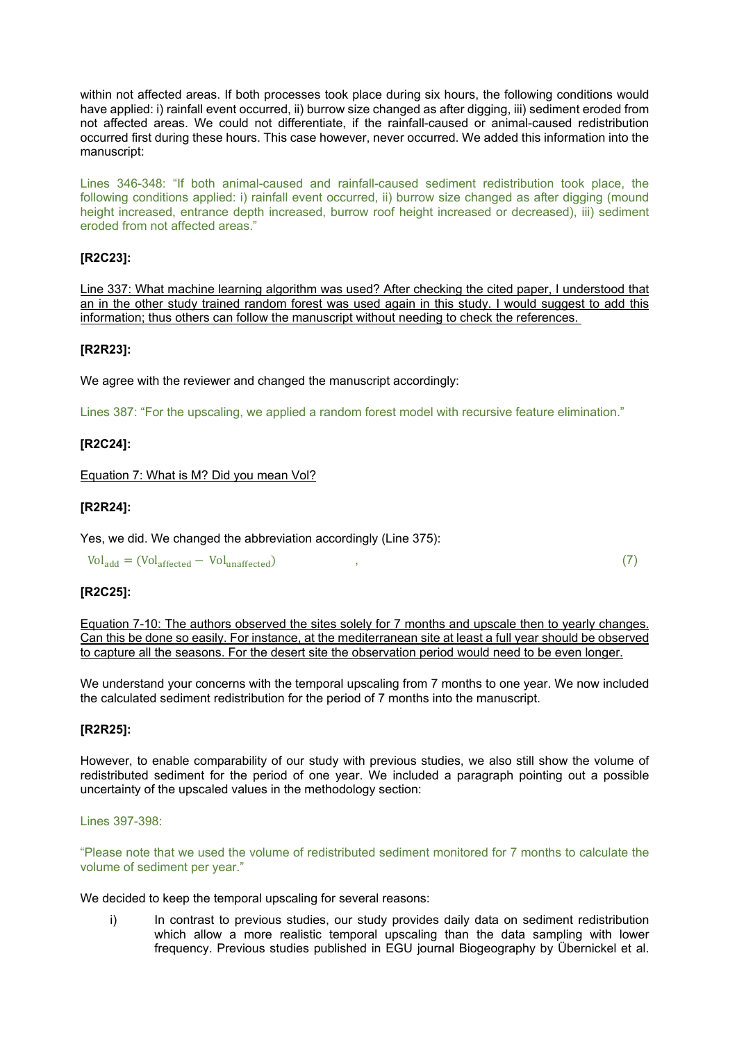within not affected areas. If both processes took place during six hours, the following conditions would have applied: i) rainfall event occurred, ii) burrow size changed as after digging, iii) sediment eroded from not affected areas. We could not differentiate, if the rainfall-caused or animal-caused redistribution occurred first during these hours. This case however, never occurred. We added this information into the manuscript:

Lines 346-348: "If both animal-caused and rainfall-caused sediment redistribution took place, the following conditions applied: i) rainfall event occurred, ii) burrow size changed as after digging (mound height increased, entrance depth increased, burrow roof height increased or decreased), iii) sediment eroded from not affected areas."

**[R2C23]:**

Line 337: What machine learning algorithm was used? After checking the cited paper, I understood that an in the other study trained random forest was used again in this study. I would suggest to add this information; thus others can follow the manuscript without needing to check the references.

**[R2R23]:**

We agree with the reviewer and changed the manuscript accordingly:

Lines 387: "For the upscaling, we applied a random forest model with recursive feature elimination."

**[R2C24]:**

Equation 7: What is M? Did you mean Vol?

**[R2R24]:**

Yes, we did. We changed the abbreviation accordingly (Line 375):

$$\mathrm{Vol}_{\mathrm{add}} = (\mathrm{Vol}_{\mathrm{affected}} - \mathrm{Vol}_{\mathrm{unaffected}}) \quad , \qquad (7)$$

**[R2C25]:**

Equation 7-10: The authors observed the sites solely for 7 months and upscale then to yearly changes. Can this be done so easily. For instance, at the mediterranean site at least a full year should be observed to capture all the seasons. For the desert site the observation period would need to be even longer.

We understand your concerns with the temporal upscaling from 7 months to one year. We now included the calculated sediment redistribution for the period of 7 months into the manuscript.

**[R2R25]:**

However, to enable comparability of our study with previous studies, we also still show the volume of redistributed sediment for the period of one year. We included a paragraph pointing out a possible uncertainty of the upscaled values in the methodology section:

Lines 397-398:

"Please note that we used the volume of redistributed sediment monitored for 7 months to calculate the volume of sediment per year."

We decided to keep the temporal upscaling for several reasons:

i) In contrast to previous studies, our study provides daily data on sediment redistribution which allow a more realistic temporal upscaling than the data sampling with lower frequency. Previous studies published in EGU journal Biogeography by Übernickel et al.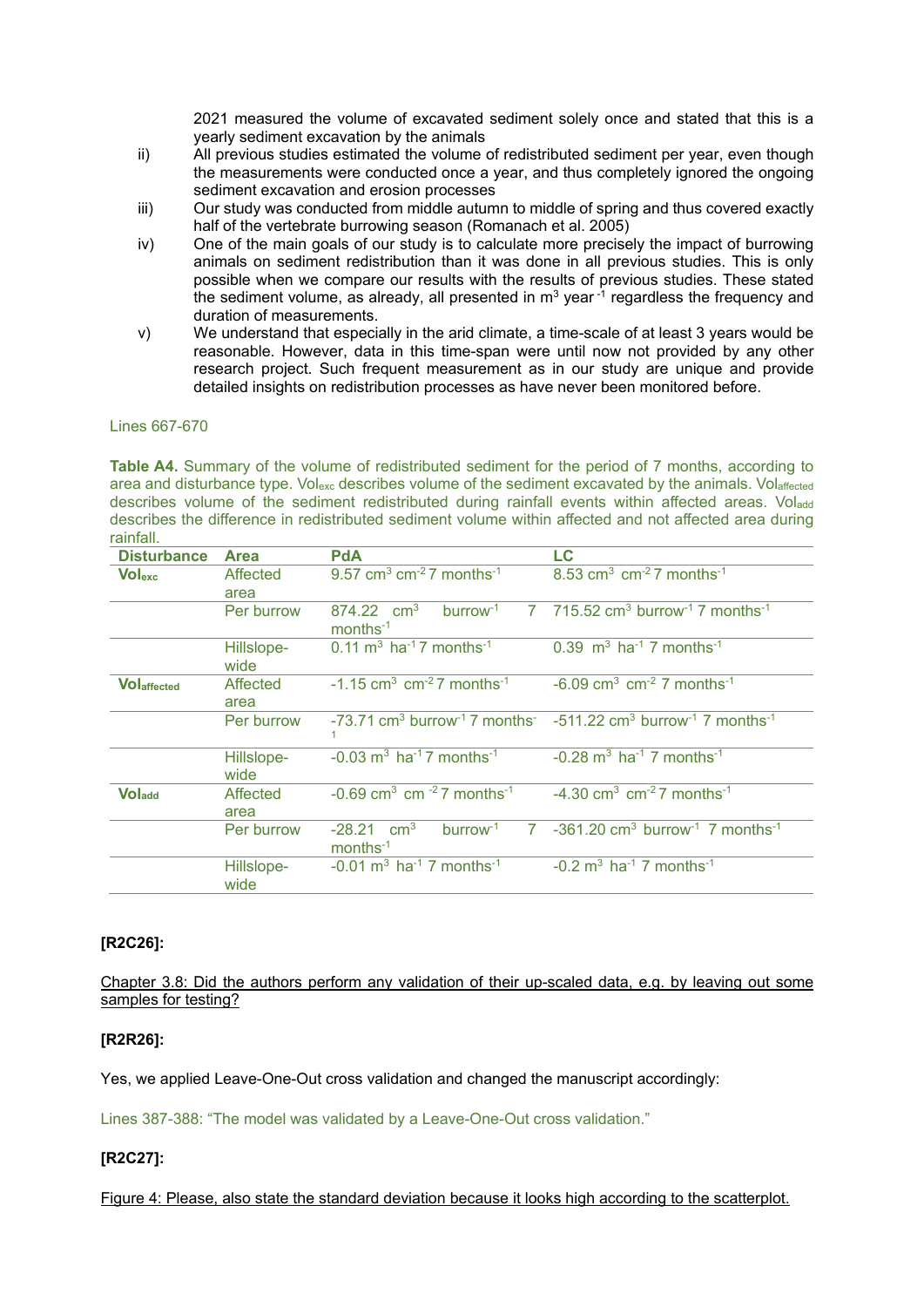2021 measured the volume of excavated sediment solely once and stated that this is a yearly sediment excavation by the animals

ii) All previous studies estimated the volume of redistributed sediment per year, even though the measurements were conducted once a year, and thus completely ignored the ongoing sediment excavation and erosion processes

iii) Our study was conducted from middle autumn to middle of spring and thus covered exactly half of the vertebrate burrowing season (Romanach et al. 2005)

iv) One of the main goals of our study is to calculate more precisely the impact of burrowing animals on sediment redistribution than it was done in all previous studies. This is only possible when we compare our results with the results of previous studies. These stated the sediment volume, as already, all presented in $m^3$ $year^{-1}$ regardless the frequency and duration of measurements.

v) We understand that especially in the arid climate, a time-scale of at least 3 years would be reasonable. However, data in this time-span were until now not provided by any other research project. Such frequent measurement as in our study are unique and provide detailed insights on redistribution processes as have never been monitored before.

Lines 667-670

**Table A4.** Summary of the volume of redistributed sediment for the period of 7 months, according to area and disturbance type. $Vol_{exc}$ describes volume of the sediment excavated by the animals. $Vol_{affected}$ describes volume of the sediment redistributed during rainfall events within affected areas. $Vol_{add}$ describes the difference in redistributed sediment volume within affected and not affected area during rainfall.

| Disturbance | Area | PdA | LC |
|---|---|---|---|
| **$Vol_{exc}$** | Affected area | 9.57 $cm^3$ $cm^{-2}$ 7 $months^{-1}$ | 8.53 $cm^3$ $cm^{-2}$ 7 $months^{-1}$ |
| | Per burrow | 874.22 $cm^3$ $burrow^{-1}$ 7 $months^{-1}$ | 715.52 $cm^3$ $burrow^{-1}$ 7 $months^{-1}$ |
| | Hillslope-wide | 0.11 $m^3$ $ha^{-1}$ 7 $months^{-1}$ | 0.39 $m^3$ $ha^{-1}$ 7 $months^{-1}$ |
| **$Vol_{affected}$** | Affected area | -1.15 $cm^3$ $cm^{-2}$ 7 $months^{-1}$ | -6.09 $cm^3$ $cm^{-2}$ 7 $months^{-1}$ |
| | Per burrow | -73.71 $cm^3$ $burrow^{-1}$ 7 $months^{-1}$ | -511.22 $cm^3$ $burrow^{-1}$ 7 $months^{-1}$ |
| | Hillslope-wide | -0.03 $m^3$ $ha^{-1}$ 7 $months^{-1}$ | -0.28 $m^3$ $ha^{-1}$ 7 $months^{-1}$ |
| **$Vol_{add}$** | Affected area | -0.69 $cm^3$ $cm^{-2}$ 7 $months^{-1}$ | -4.30 $cm^3$ $cm^{-2}$ 7 $months^{-1}$ |
| | Per burrow | -28.21 $cm^3$ $burrow^{-1}$ 7 $months^{-1}$ | -361.20 $cm^3$ $burrow^{-1}$ 7 $months^{-1}$ |
| | Hillslope-wide | -0.01 $m^3$ $ha^{-1}$ 7 $months^{-1}$ | -0.2 $m^3$ $ha^{-1}$ 7 $months^{-1}$ |

**[R2C26]:**

Chapter 3.8: Did the authors perform any validation of their up-scaled data, e.g. by leaving out some samples for testing?

**[R2R26]:**

Yes, we applied Leave-One-Out cross validation and changed the manuscript accordingly:

Lines 387-388: "The model was validated by a Leave-One-Out cross validation."

**[R2C27]:**

Figure 4: Please, also state the standard deviation because it looks high according to the scatterplot.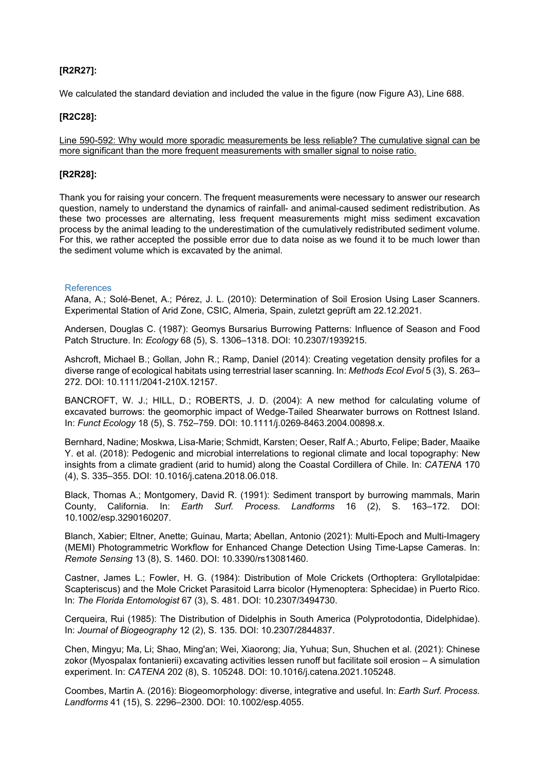**[R2R27]:**

We calculated the standard deviation and included the value in the figure (now Figure A3), Line 688.

**[R2C28]:**

<u>Line 590-592: Why would more sporadic measurements be less reliable? The cumulative signal can be more significant than the more frequent measurements with smaller signal to noise ratio.</u>

**[R2R28]:**

Thank you for raising your concern. The frequent measurements were necessary to answer our research question, namely to understand the dynamics of rainfall- and animal-caused sediment redistribution. As these two processes are alternating, less frequent measurements might miss sediment excavation process by the animal leading to the underestimation of the cumulatively redistributed sediment volume. For this, we rather accepted the possible error due to data noise as we found it to be much lower than the sediment volume which is excavated by the animal.

## References

Afana, A.; Solé-Benet, A.; Pérez, J. L. (2010): Determination of Soil Erosion Using Laser Scanners. Experimental Station of Arid Zone, CSIC, Almeria, Spain, zuletzt geprüft am 22.12.2021.

Andersen, Douglas C. (1987): Geomys Bursarius Burrowing Patterns: Influence of Season and Food Patch Structure. In: *Ecology* 68 (5), S. 1306–1318. DOI: 10.2307/1939215.

Ashcroft, Michael B.; Gollan, John R.; Ramp, Daniel (2014): Creating vegetation density profiles for a diverse range of ecological habitats using terrestrial laser scanning. In: *Methods Ecol Evol* 5 (3), S. 263–272. DOI: 10.1111/2041-210X.12157.

BANCROFT, W. J.; HILL, D.; ROBERTS, J. D. (2004): A new method for calculating volume of excavated burrows: the geomorphic impact of Wedge-Tailed Shearwater burrows on Rottnest Island. In: *Funct Ecology* 18 (5), S. 752–759. DOI: 10.1111/j.0269-8463.2004.00898.x.

Bernhard, Nadine; Moskwa, Lisa-Marie; Schmidt, Karsten; Oeser, Ralf A.; Aburto, Felipe; Bader, Maaike Y. et al. (2018): Pedogenic and microbial interrelations to regional climate and local topography: New insights from a climate gradient (arid to humid) along the Coastal Cordillera of Chile. In: *CATENA* 170 (4), S. 335–355. DOI: 10.1016/j.catena.2018.06.018.

Black, Thomas A.; Montgomery, David R. (1991): Sediment transport by burrowing mammals, Marin County, California. In: *Earth Surf. Process. Landforms* 16 (2), S. 163–172. DOI: 10.1002/esp.3290160207.

Blanch, Xabier; Eltner, Anette; Guinau, Marta; Abellan, Antonio (2021): Multi-Epoch and Multi-Imagery (MEMI) Photogrammetric Workflow for Enhanced Change Detection Using Time-Lapse Cameras. In: *Remote Sensing* 13 (8), S. 1460. DOI: 10.3390/rs13081460.

Castner, James L.; Fowler, H. G. (1984): Distribution of Mole Crickets (Orthoptera: Gryllotalpidae: Scapteriscus) and the Mole Cricket Parasitoid Larra bicolor (Hymenoptera: Sphecidae) in Puerto Rico. In: *The Florida Entomologist* 67 (3), S. 481. DOI: 10.2307/3494730.

Cerqueira, Rui (1985): The Distribution of Didelphis in South America (Polyprotodontia, Didelphidae). In: *Journal of Biogeography* 12 (2), S. 135. DOI: 10.2307/2844837.

Chen, Mingyu; Ma, Li; Shao, Ming'an; Wei, Xiaorong; Jia, Yuhua; Sun, Shuchen et al. (2021): Chinese zokor (Myospalax fontanierii) excavating activities lessen runoff but facilitate soil erosion – A simulation experiment. In: *CATENA* 202 (8), S. 105248. DOI: 10.1016/j.catena.2021.105248.

Coombes, Martin A. (2016): Biogeomorphology: diverse, integrative and useful. In: *Earth Surf. Process. Landforms* 41 (15), S. 2296–2300. DOI: 10.1002/esp.4055.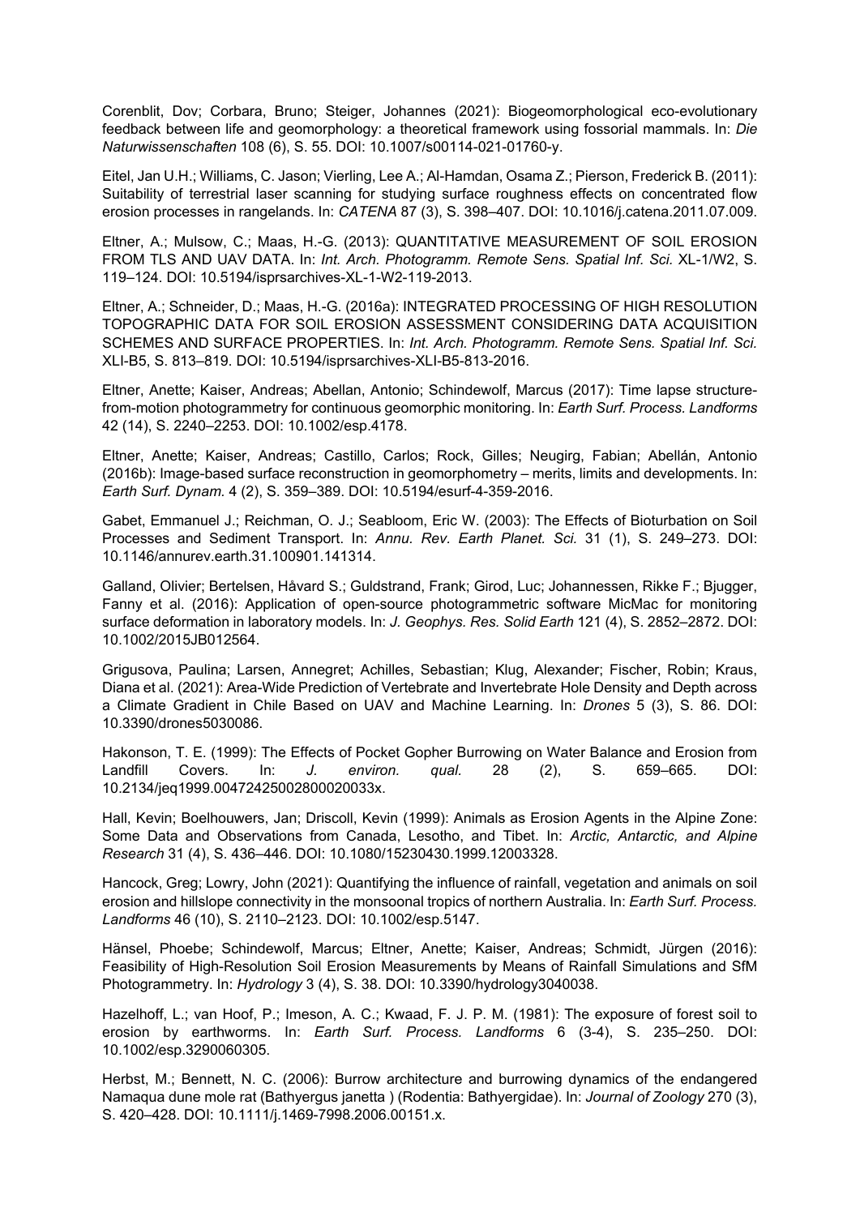Corenblit, Dov; Corbara, Bruno; Steiger, Johannes (2021): Biogeomorphological eco-evolutionary feedback between life and geomorphology: a theoretical framework using fossorial mammals. In: *Die Naturwissenschaften* 108 (6), S. 55. DOI: 10.1007/s00114-021-01760-y.

Eitel, Jan U.H.; Williams, C. Jason; Vierling, Lee A.; Al-Hamdan, Osama Z.; Pierson, Frederick B. (2011): Suitability of terrestrial laser scanning for studying surface roughness effects on concentrated flow erosion processes in rangelands. In: *CATENA* 87 (3), S. 398–407. DOI: 10.1016/j.catena.2011.07.009.

Eltner, A.; Mulsow, C.; Maas, H.-G. (2013): QUANTITATIVE MEASUREMENT OF SOIL EROSION FROM TLS AND UAV DATA. In: *Int. Arch. Photogramm. Remote Sens. Spatial Inf. Sci.* XL-1/W2, S. 119–124. DOI: 10.5194/isprsarchives-XL-1-W2-119-2013.

Eltner, A.; Schneider, D.; Maas, H.-G. (2016a): INTEGRATED PROCESSING OF HIGH RESOLUTION TOPOGRAPHIC DATA FOR SOIL EROSION ASSESSMENT CONSIDERING DATA ACQUISITION SCHEMES AND SURFACE PROPERTIES. In: *Int. Arch. Photogramm. Remote Sens. Spatial Inf. Sci.* XLI-B5, S. 813–819. DOI: 10.5194/isprsarchives-XLI-B5-813-2016.

Eltner, Anette; Kaiser, Andreas; Abellan, Antonio; Schindewolf, Marcus (2017): Time lapse structure-from-motion photogrammetry for continuous geomorphic monitoring. In: *Earth Surf. Process. Landforms* 42 (14), S. 2240–2253. DOI: 10.1002/esp.4178.

Eltner, Anette; Kaiser, Andreas; Castillo, Carlos; Rock, Gilles; Neugirg, Fabian; Abellán, Antonio (2016b): Image-based surface reconstruction in geomorphometry – merits, limits and developments. In: *Earth Surf. Dynam.* 4 (2), S. 359–389. DOI: 10.5194/esurf-4-359-2016.

Gabet, Emmanuel J.; Reichman, O. J.; Seabloom, Eric W. (2003): The Effects of Bioturbation on Soil Processes and Sediment Transport. In: *Annu. Rev. Earth Planet. Sci.* 31 (1), S. 249–273. DOI: 10.1146/annurev.earth.31.100901.141314.

Galland, Olivier; Bertelsen, Håvard S.; Guldstrand, Frank; Girod, Luc; Johannessen, Rikke F.; Bjugger, Fanny et al. (2016): Application of open-source photogrammetric software MicMac for monitoring surface deformation in laboratory models. In: *J. Geophys. Res. Solid Earth* 121 (4), S. 2852–2872. DOI: 10.1002/2015JB012564.

Grigusova, Paulina; Larsen, Annegret; Achilles, Sebastian; Klug, Alexander; Fischer, Robin; Kraus, Diana et al. (2021): Area-Wide Prediction of Vertebrate and Invertebrate Hole Density and Depth across a Climate Gradient in Chile Based on UAV and Machine Learning. In: *Drones* 5 (3), S. 86. DOI: 10.3390/drones5030086.

Hakonson, T. E. (1999): The Effects of Pocket Gopher Burrowing on Water Balance and Erosion from Landfill Covers. In: *J. environ. qual.* 28 (2), S. 659–665. DOI: 10.2134/jeq1999.00472425002800020033x.

Hall, Kevin; Boelhouwers, Jan; Driscoll, Kevin (1999): Animals as Erosion Agents in the Alpine Zone: Some Data and Observations from Canada, Lesotho, and Tibet. In: *Arctic, Antarctic, and Alpine Research* 31 (4), S. 436–446. DOI: 10.1080/15230430.1999.12003328.

Hancock, Greg; Lowry, John (2021): Quantifying the influence of rainfall, vegetation and animals on soil erosion and hillslope connectivity in the monsoonal tropics of northern Australia. In: *Earth Surf. Process. Landforms* 46 (10), S. 2110–2123. DOI: 10.1002/esp.5147.

Hänsel, Phoebe; Schindewolf, Marcus; Eltner, Anette; Kaiser, Andreas; Schmidt, Jürgen (2016): Feasibility of High-Resolution Soil Erosion Measurements by Means of Rainfall Simulations and SfM Photogrammetry. In: *Hydrology* 3 (4), S. 38. DOI: 10.3390/hydrology3040038.

Hazelhoff, L.; van Hoof, P.; Imeson, A. C.; Kwaad, F. J. P. M. (1981): The exposure of forest soil to erosion by earthworms. In: *Earth Surf. Process. Landforms* 6 (3-4), S. 235–250. DOI: 10.1002/esp.3290060305.

Herbst, M.; Bennett, N. C. (2006): Burrow architecture and burrowing dynamics of the endangered Namaqua dune mole rat (Bathyergus janetta ) (Rodentia: Bathyergidae). In: *Journal of Zoology* 270 (3), S. 420–428. DOI: 10.1111/j.1469-7998.2006.00151.x.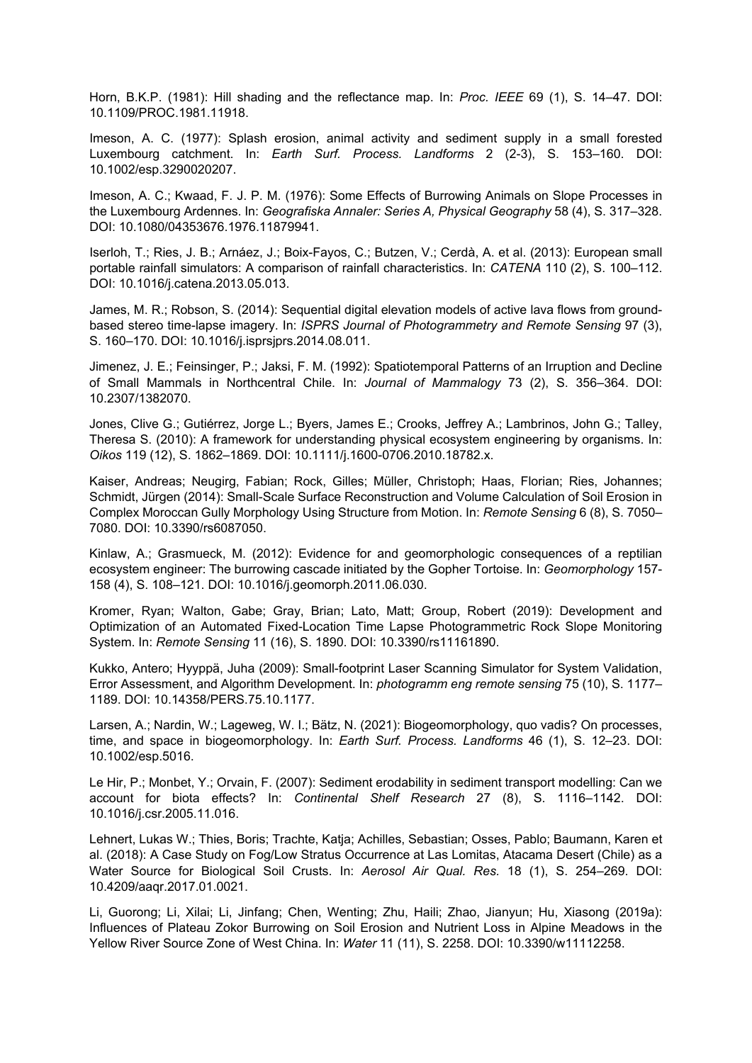Horn, B.K.P. (1981): Hill shading and the reflectance map. In: *Proc. IEEE* 69 (1), S. 14–47. DOI: 10.1109/PROC.1981.11918.

Imeson, A. C. (1977): Splash erosion, animal activity and sediment supply in a small forested Luxembourg catchment. In: *Earth Surf. Process. Landforms* 2 (2-3), S. 153–160. DOI: 10.1002/esp.3290020207.

Imeson, A. C.; Kwaad, F. J. P. M. (1976): Some Effects of Burrowing Animals on Slope Processes in the Luxembourg Ardennes. In: *Geografiska Annaler: Series A, Physical Geography* 58 (4), S. 317–328. DOI: 10.1080/04353676.1976.11879941.

Iserloh, T.; Ries, J. B.; Arnáez, J.; Boix-Fayos, C.; Butzen, V.; Cerdà, A. et al. (2013): European small portable rainfall simulators: A comparison of rainfall characteristics. In: *CATENA* 110 (2), S. 100–112. DOI: 10.1016/j.catena.2013.05.013.

James, M. R.; Robson, S. (2014): Sequential digital elevation models of active lava flows from ground-based stereo time-lapse imagery. In: *ISPRS Journal of Photogrammetry and Remote Sensing* 97 (3), S. 160–170. DOI: 10.1016/j.isprsjprs.2014.08.011.

Jimenez, J. E.; Feinsinger, P.; Jaksi, F. M. (1992): Spatiotemporal Patterns of an Irruption and Decline of Small Mammals in Northcentral Chile. In: *Journal of Mammalogy* 73 (2), S. 356–364. DOI: 10.2307/1382070.

Jones, Clive G.; Gutiérrez, Jorge L.; Byers, James E.; Crooks, Jeffrey A.; Lambrinos, John G.; Talley, Theresa S. (2010): A framework for understanding physical ecosystem engineering by organisms. In: *Oikos* 119 (12), S. 1862–1869. DOI: 10.1111/j.1600-0706.2010.18782.x.

Kaiser, Andreas; Neugirg, Fabian; Rock, Gilles; Müller, Christoph; Haas, Florian; Ries, Johannes; Schmidt, Jürgen (2014): Small-Scale Surface Reconstruction and Volume Calculation of Soil Erosion in Complex Moroccan Gully Morphology Using Structure from Motion. In: *Remote Sensing* 6 (8), S. 7050–7080. DOI: 10.3390/rs6087050.

Kinlaw, A.; Grasmueck, M. (2012): Evidence for and geomorphologic consequences of a reptilian ecosystem engineer: The burrowing cascade initiated by the Gopher Tortoise. In: *Geomorphology* 157-158 (4), S. 108–121. DOI: 10.1016/j.geomorph.2011.06.030.

Kromer, Ryan; Walton, Gabe; Gray, Brian; Lato, Matt; Group, Robert (2019): Development and Optimization of an Automated Fixed-Location Time Lapse Photogrammetric Rock Slope Monitoring System. In: *Remote Sensing* 11 (16), S. 1890. DOI: 10.3390/rs11161890.

Kukko, Antero; Hyyppä, Juha (2009): Small-footprint Laser Scanning Simulator for System Validation, Error Assessment, and Algorithm Development. In: *photogramm eng remote sensing* 75 (10), S. 1177–1189. DOI: 10.14358/PERS.75.10.1177.

Larsen, A.; Nardin, W.; Lageweg, W. I.; Bätz, N. (2021): Biogeomorphology, quo vadis? On processes, time, and space in biogeomorphology. In: *Earth Surf. Process. Landforms* 46 (1), S. 12–23. DOI: 10.1002/esp.5016.

Le Hir, P.; Monbet, Y.; Orvain, F. (2007): Sediment erodability in sediment transport modelling: Can we account for biota effects? In: *Continental Shelf Research* 27 (8), S. 1116–1142. DOI: 10.1016/j.csr.2005.11.016.

Lehnert, Lukas W.; Thies, Boris; Trachte, Katja; Achilles, Sebastian; Osses, Pablo; Baumann, Karen et al. (2018): A Case Study on Fog/Low Stratus Occurrence at Las Lomitas, Atacama Desert (Chile) as a Water Source for Biological Soil Crusts. In: *Aerosol Air Qual. Res.* 18 (1), S. 254–269. DOI: 10.4209/aaqr.2017.01.0021.

Li, Guorong; Li, Xilai; Li, Jinfang; Chen, Wenting; Zhu, Haili; Zhao, Jianyun; Hu, Xiasong (2019a): Influences of Plateau Zokor Burrowing on Soil Erosion and Nutrient Loss in Alpine Meadows in the Yellow River Source Zone of West China. In: *Water* 11 (11), S. 2258. DOI: 10.3390/w11112258.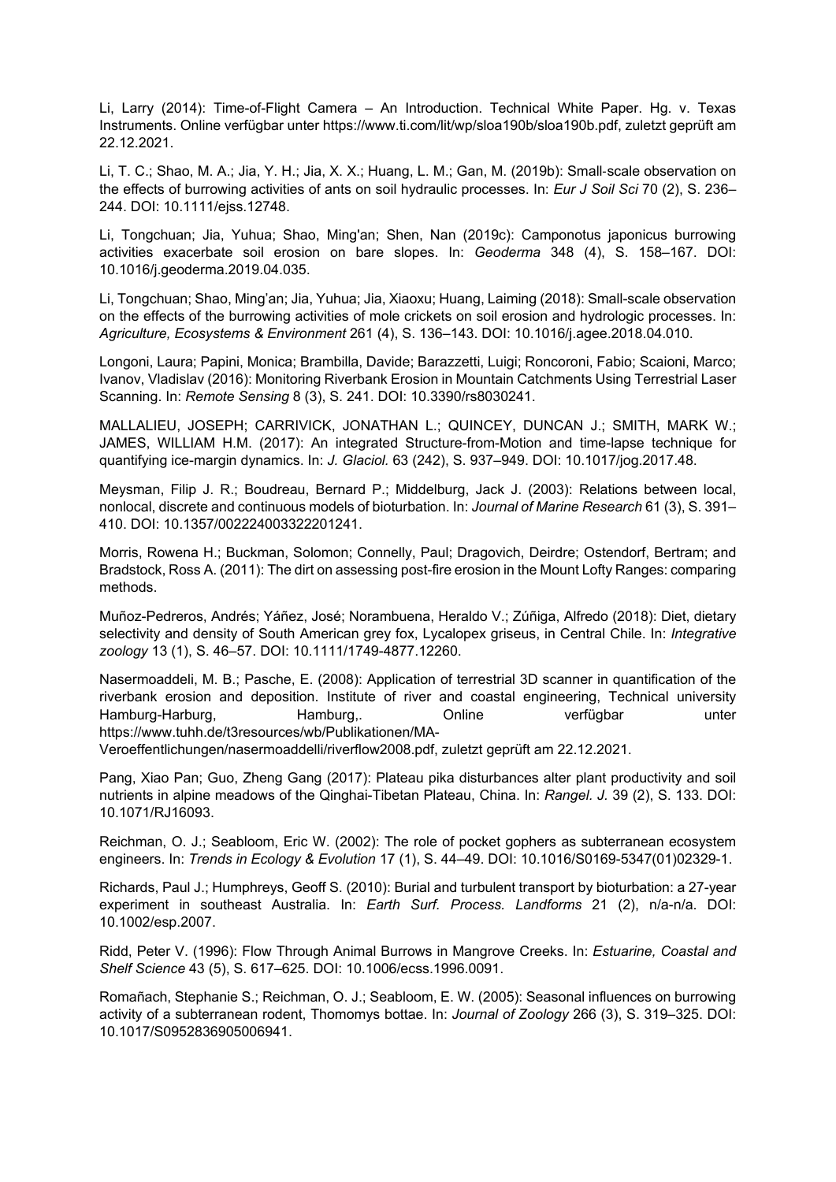Li, Larry (2014): Time-of-Flight Camera – An Introduction. Technical White Paper. Hg. v. Texas Instruments. Online verfügbar unter https://www.ti.com/lit/wp/sloa190b/sloa190b.pdf, zuletzt geprüft am 22.12.2021.

Li, T. C.; Shao, M. A.; Jia, Y. H.; Jia, X. X.; Huang, L. M.; Gan, M. (2019b): Small-scale observation on the effects of burrowing activities of ants on soil hydraulic processes. In: *Eur J Soil Sci* 70 (2), S. 236–244. DOI: 10.1111/ejss.12748.

Li, Tongchuan; Jia, Yuhua; Shao, Ming'an; Shen, Nan (2019c): Camponotus japonicus burrowing activities exacerbate soil erosion on bare slopes. In: *Geoderma* 348 (4), S. 158–167. DOI: 10.1016/j.geoderma.2019.04.035.

Li, Tongchuan; Shao, Ming'an; Jia, Yuhua; Jia, Xiaoxu; Huang, Laiming (2018): Small-scale observation on the effects of the burrowing activities of mole crickets on soil erosion and hydrologic processes. In: *Agriculture, Ecosystems & Environment* 261 (4), S. 136–143. DOI: 10.1016/j.agee.2018.04.010.

Longoni, Laura; Papini, Monica; Brambilla, Davide; Barazzetti, Luigi; Roncoroni, Fabio; Scaioni, Marco; Ivanov, Vladislav (2016): Monitoring Riverbank Erosion in Mountain Catchments Using Terrestrial Laser Scanning. In: *Remote Sensing* 8 (3), S. 241. DOI: 10.3390/rs8030241.

MALLALIEU, JOSEPH; CARRIVICK, JONATHAN L.; QUINCEY, DUNCAN J.; SMITH, MARK W.; JAMES, WILLIAM H.M. (2017): An integrated Structure-from-Motion and time-lapse technique for quantifying ice-margin dynamics. In: *J. Glaciol.* 63 (242), S. 937–949. DOI: 10.1017/jog.2017.48.

Meysman, Filip J. R.; Boudreau, Bernard P.; Middelburg, Jack J. (2003): Relations between local, nonlocal, discrete and continuous models of bioturbation. In: *Journal of Marine Research* 61 (3), S. 391–410. DOI: 10.1357/002224003322201241.

Morris, Rowena H.; Buckman, Solomon; Connelly, Paul; Dragovich, Deirdre; Ostendorf, Bertram; and Bradstock, Ross A. (2011): The dirt on assessing post-fire erosion in the Mount Lofty Ranges: comparing methods.

Muñoz-Pedreros, Andrés; Yáñez, José; Norambuena, Heraldo V.; Zúñiga, Alfredo (2018): Diet, dietary selectivity and density of South American grey fox, Lycalopex griseus, in Central Chile. In: *Integrative zoology* 13 (1), S. 46–57. DOI: 10.1111/1749-4877.12260.

Nasermoaddeli, M. B.; Pasche, E. (2008): Application of terrestrial 3D scanner in quantification of the riverbank erosion and deposition. Institute of river and coastal engineering, Technical university Hamburg-Harburg, Hamburg,. Online verfügbar unter https://www.tuhh.de/t3resources/wb/Publikationen/MA-Veroeffentlichungen/nasermoaddelli/riverflow2008.pdf, zuletzt geprüft am 22.12.2021.

Pang, Xiao Pan; Guo, Zheng Gang (2017): Plateau pika disturbances alter plant productivity and soil nutrients in alpine meadows of the Qinghai-Tibetan Plateau, China. In: *Rangel. J.* 39 (2), S. 133. DOI: 10.1071/RJ16093.

Reichman, O. J.; Seabloom, Eric W. (2002): The role of pocket gophers as subterranean ecosystem engineers. In: *Trends in Ecology & Evolution* 17 (1), S. 44–49. DOI: 10.1016/S0169-5347(01)02329-1.

Richards, Paul J.; Humphreys, Geoff S. (2010): Burial and turbulent transport by bioturbation: a 27-year experiment in southeast Australia. In: *Earth Surf. Process. Landforms* 21 (2), n/a-n/a. DOI: 10.1002/esp.2007.

Ridd, Peter V. (1996): Flow Through Animal Burrows in Mangrove Creeks. In: *Estuarine, Coastal and Shelf Science* 43 (5), S. 617–625. DOI: 10.1006/ecss.1996.0091.

Romañach, Stephanie S.; Reichman, O. J.; Seabloom, E. W. (2005): Seasonal influences on burrowing activity of a subterranean rodent, Thomomys bottae. In: *Journal of Zoology* 266 (3), S. 319–325. DOI: 10.1017/S0952836905006941.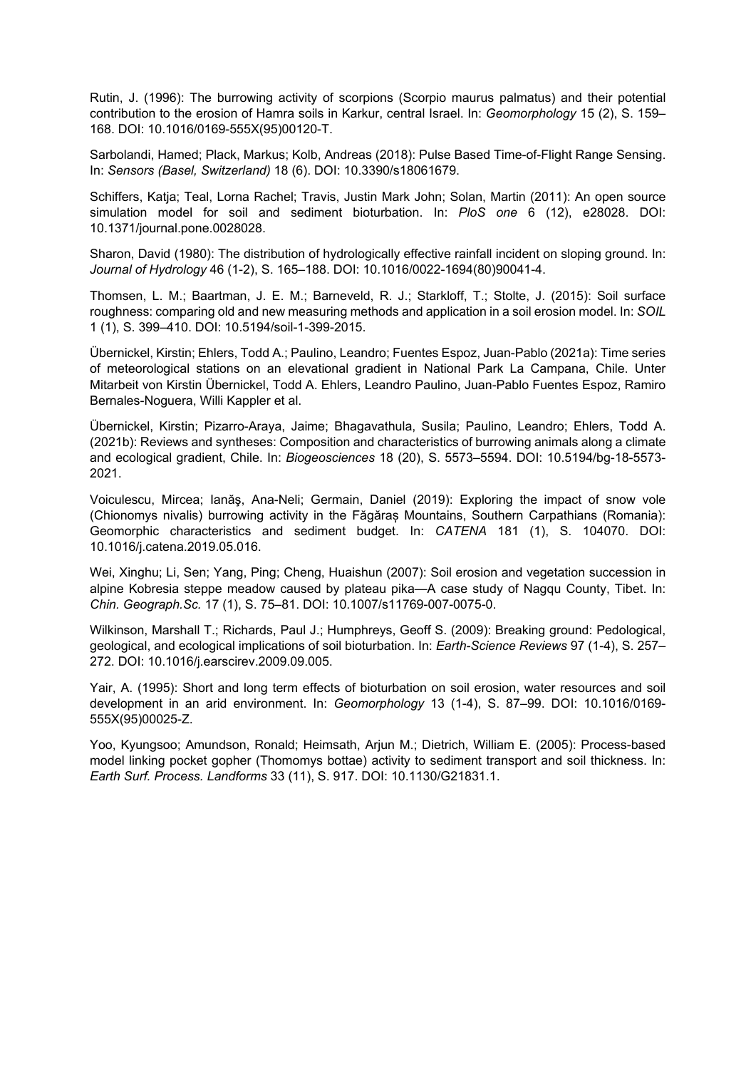Rutin, J. (1996): The burrowing activity of scorpions (Scorpio maurus palmatus) and their potential contribution to the erosion of Hamra soils in Karkur, central Israel. In: *Geomorphology* 15 (2), S. 159–168. DOI: 10.1016/0169-555X(95)00120-T.

Sarbolandi, Hamed; Plack, Markus; Kolb, Andreas (2018): Pulse Based Time-of-Flight Range Sensing. In: *Sensors (Basel, Switzerland)* 18 (6). DOI: 10.3390/s18061679.

Schiffers, Katja; Teal, Lorna Rachel; Travis, Justin Mark John; Solan, Martin (2011): An open source simulation model for soil and sediment bioturbation. In: *PloS one* 6 (12), e28028. DOI: 10.1371/journal.pone.0028028.

Sharon, David (1980): The distribution of hydrologically effective rainfall incident on sloping ground. In: *Journal of Hydrology* 46 (1-2), S. 165–188. DOI: 10.1016/0022-1694(80)90041-4.

Thomsen, L. M.; Baartman, J. E. M.; Barneveld, R. J.; Starkloff, T.; Stolte, J. (2015): Soil surface roughness: comparing old and new measuring methods and application in a soil erosion model. In: *SOIL* 1 (1), S. 399–410. DOI: 10.5194/soil-1-399-2015.

Übernickel, Kirstin; Ehlers, Todd A.; Paulino, Leandro; Fuentes Espoz, Juan-Pablo (2021a): Time series of meteorological stations on an elevational gradient in National Park La Campana, Chile. Unter Mitarbeit von Kirstin Übernickel, Todd A. Ehlers, Leandro Paulino, Juan-Pablo Fuentes Espoz, Ramiro Bernales-Noguera, Willi Kappler et al.

Übernickel, Kirstin; Pizarro-Araya, Jaime; Bhagavathula, Susila; Paulino, Leandro; Ehlers, Todd A. (2021b): Reviews and syntheses: Composition and characteristics of burrowing animals along a climate and ecological gradient, Chile. In: *Biogeosciences* 18 (20), S. 5573–5594. DOI: 10.5194/bg-18-5573-2021.

Voiculescu, Mircea; Ianăş, Ana-Neli; Germain, Daniel (2019): Exploring the impact of snow vole (Chionomys nivalis) burrowing activity in the Făgăraș Mountains, Southern Carpathians (Romania): Geomorphic characteristics and sediment budget. In: *CATENA* 181 (1), S. 104070. DOI: 10.1016/j.catena.2019.05.016.

Wei, Xinghu; Li, Sen; Yang, Ping; Cheng, Huaishun (2007): Soil erosion and vegetation succession in alpine Kobresia steppe meadow caused by plateau pika—A case study of Nagqu County, Tibet. In: *Chin. Geograph.Sc.* 17 (1), S. 75–81. DOI: 10.1007/s11769-007-0075-0.

Wilkinson, Marshall T.; Richards, Paul J.; Humphreys, Geoff S. (2009): Breaking ground: Pedological, geological, and ecological implications of soil bioturbation. In: *Earth-Science Reviews* 97 (1-4), S. 257–272. DOI: 10.1016/j.earscirev.2009.09.005.

Yair, A. (1995): Short and long term effects of bioturbation on soil erosion, water resources and soil development in an arid environment. In: *Geomorphology* 13 (1-4), S. 87–99. DOI: 10.1016/0169-555X(95)00025-Z.

Yoo, Kyungsoo; Amundson, Ronald; Heimsath, Arjun M.; Dietrich, William E. (2005): Process-based model linking pocket gopher (Thomomys bottae) activity to sediment transport and soil thickness. In: *Earth Surf. Process. Landforms* 33 (11), S. 917. DOI: 10.1130/G21831.1.